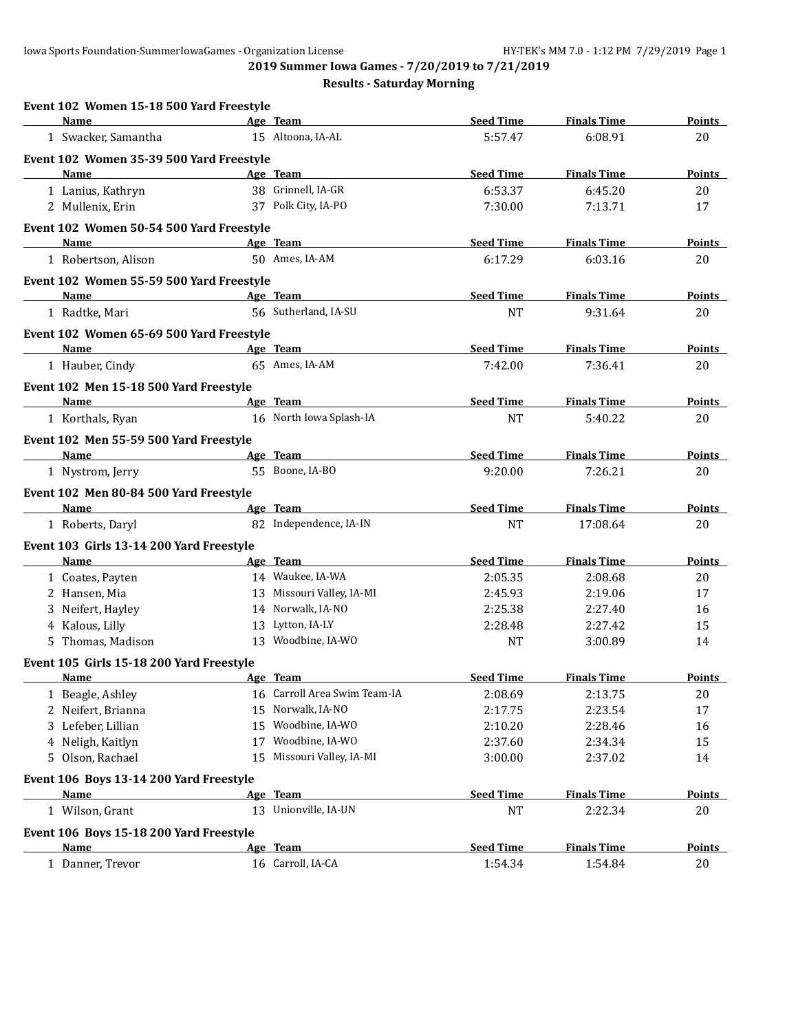## 2019 Summer Iowa Games - 7/20/2019 to 7/21/2019

### Results - Saturday Morning

**Event 102 Women 15-18 500 Yard Freestyle**

| | Name | Age | Team | Seed Time | Finals Time | Points |
|---|---|---|---|---|---|---|
| 1 | Swacker, Samantha | 15 | Altoona, IA-AL | 5:57.47 | 6:08.91 | 20 |

**Event 102 Women 35-39 500 Yard Freestyle**

| | Name | Age | Team | Seed Time | Finals Time | Points |
|---|---|---|---|---|---|---|
| 1 | Lanius, Kathryn | 38 | Grinnell, IA-GR | 6:53.37 | 6:45.20 | 20 |
| 2 | Mullenix, Erin | 37 | Polk City, IA-PO | 7:30.00 | 7:13.71 | 17 |

**Event 102 Women 50-54 500 Yard Freestyle**

| | Name | Age | Team | Seed Time | Finals Time | Points |
|---|---|---|---|---|---|---|
| 1 | Robertson, Alison | 50 | Ames, IA-AM | 6:17.29 | 6:03.16 | 20 |

**Event 102 Women 55-59 500 Yard Freestyle**

| | Name | Age | Team | Seed Time | Finals Time | Points |
|---|---|---|---|---|---|---|
| 1 | Radtke, Mari | 56 | Sutherland, IA-SU | NT | 9:31.64 | 20 |

**Event 102 Women 65-69 500 Yard Freestyle**

| | Name | Age | Team | Seed Time | Finals Time | Points |
|---|---|---|---|---|---|---|
| 1 | Hauber, Cindy | 65 | Ames, IA-AM | 7:42.00 | 7:36.41 | 20 |

**Event 102 Men 15-18 500 Yard Freestyle**

| | Name | Age | Team | Seed Time | Finals Time | Points |
|---|---|---|---|---|---|---|
| 1 | Korthals, Ryan | 16 | North Iowa Splash-IA | NT | 5:40.22 | 20 |

**Event 102 Men 55-59 500 Yard Freestyle**

| | Name | Age | Team | Seed Time | Finals Time | Points |
|---|---|---|---|---|---|---|
| 1 | Nystrom, Jerry | 55 | Boone, IA-BO | 9:20.00 | 7:26.21 | 20 |

**Event 102 Men 80-84 500 Yard Freestyle**

| | Name | Age | Team | Seed Time | Finals Time | Points |
|---|---|---|---|---|---|---|
| 1 | Roberts, Daryl | 82 | Independence, IA-IN | NT | 17:08.64 | 20 |

**Event 103 Girls 13-14 200 Yard Freestyle**

| | Name | Age | Team | Seed Time | Finals Time | Points |
|---|---|---|---|---|---|---|
| 1 | Coates, Payten | 14 | Waukee, IA-WA | 2:05.35 | 2:08.68 | 20 |
| 2 | Hansen, Mia | 13 | Missouri Valley, IA-MI | 2:45.93 | 2:19.06 | 17 |
| 3 | Neifert, Hayley | 14 | Norwalk, IA-NO | 2:25.38 | 2:27.40 | 16 |
| 4 | Kalous, Lilly | 13 | Lytton, IA-LY | 2:28.48 | 2:27.42 | 15 |
| 5 | Thomas, Madison | 13 | Woodbine, IA-WO | NT | 3:00.89 | 14 |

**Event 105 Girls 15-18 200 Yard Freestyle**

| | Name | Age | Team | Seed Time | Finals Time | Points |
|---|---|---|---|---|---|---|
| 1 | Beagle, Ashley | 16 | Carroll Area Swim Team-IA | 2:08.69 | 2:13.75 | 20 |
| 2 | Neifert, Brianna | 15 | Norwalk, IA-NO | 2:17.75 | 2:23.54 | 17 |
| 3 | Lefeber, Lillian | 15 | Woodbine, IA-WO | 2:10.20 | 2:28.46 | 16 |
| 4 | Neligh, Kaitlyn | 17 | Woodbine, IA-WO | 2:37.60 | 2:34.34 | 15 |
| 5 | Olson, Rachael | 15 | Missouri Valley, IA-MI | 3:00.00 | 2:37.02 | 14 |

**Event 106 Boys 13-14 200 Yard Freestyle**

| | Name | Age | Team | Seed Time | Finals Time | Points |
|---|---|---|---|---|---|---|
| 1 | Wilson, Grant | 13 | Unionville, IA-UN | NT | 2:22.34 | 20 |

**Event 106 Boys 15-18 200 Yard Freestyle**

| | Name | Age | Team | Seed Time | Finals Time | Points |
|---|---|---|---|---|---|---|
| 1 | Danner, Trevor | 16 | Carroll, IA-CA | 1:54.34 | 1:54.84 | 20 |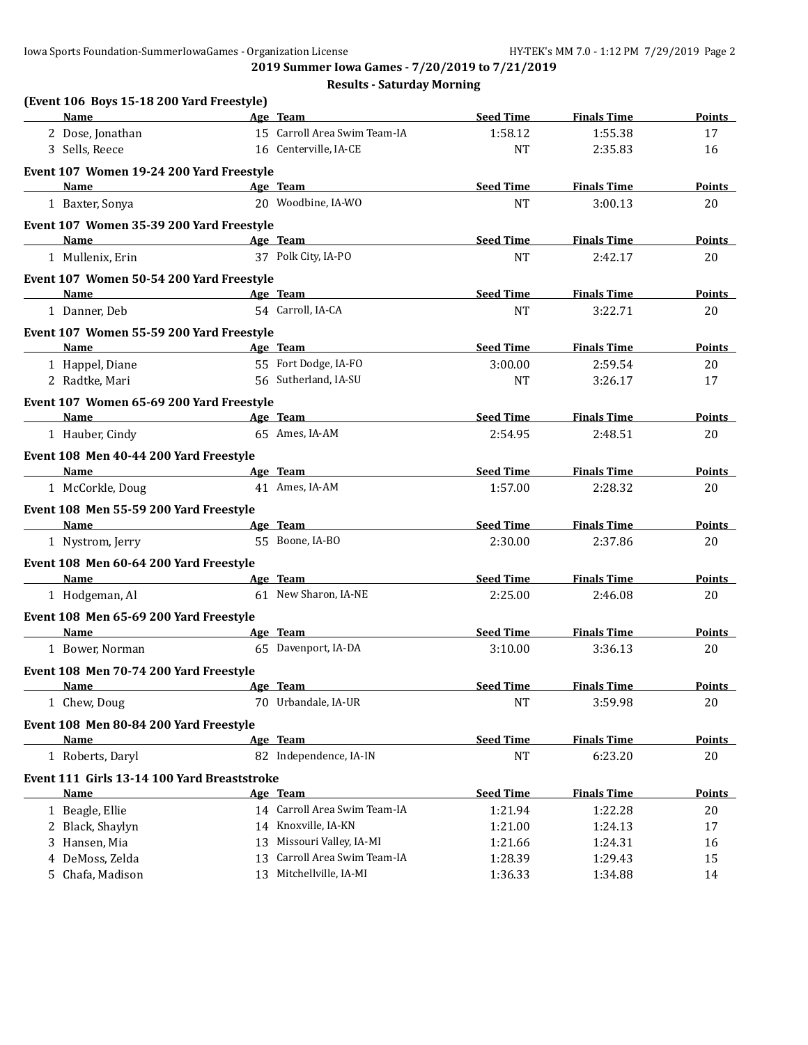**2019 Summer Iowa Games - 7/20/2019 to 7/21/2019**

**Results - Saturday Morning**

### (Event 106 Boys 15-18 200 Yard Freestyle)

| Name | Age | Team | Seed Time | Finals Time | Points |
|---|---|---|---|---|---|
| 2 Dose, Jonathan | 15 | Carroll Area Swim Team-IA | 1:58.12 | 1:55.38 | 17 |
| 3 Sells, Reece | 16 | Centerville, IA-CE | NT | 2:35.83 | 16 |

### Event 107 Women 19-24 200 Yard Freestyle

| Name | Age | Team | Seed Time | Finals Time | Points |
|---|---|---|---|---|---|
| 1 Baxter, Sonya | 20 | Woodbine, IA-WO | NT | 3:00.13 | 20 |

### Event 107 Women 35-39 200 Yard Freestyle

| Name | Age | Team | Seed Time | Finals Time | Points |
|---|---|---|---|---|---|
| 1 Mullenix, Erin | 37 | Polk City, IA-PO | NT | 2:42.17 | 20 |

### Event 107 Women 50-54 200 Yard Freestyle

| Name | Age | Team | Seed Time | Finals Time | Points |
|---|---|---|---|---|---|
| 1 Danner, Deb | 54 | Carroll, IA-CA | NT | 3:22.71 | 20 |

### Event 107 Women 55-59 200 Yard Freestyle

| Name | Age | Team | Seed Time | Finals Time | Points |
|---|---|---|---|---|---|
| 1 Happel, Diane | 55 | Fort Dodge, IA-FO | 3:00.00 | 2:59.54 | 20 |
| 2 Radtke, Mari | 56 | Sutherland, IA-SU | NT | 3:26.17 | 17 |

### Event 107 Women 65-69 200 Yard Freestyle

| Name | Age | Team | Seed Time | Finals Time | Points |
|---|---|---|---|---|---|
| 1 Hauber, Cindy | 65 | Ames, IA-AM | 2:54.95 | 2:48.51 | 20 |

### Event 108 Men 40-44 200 Yard Freestyle

| Name | Age | Team | Seed Time | Finals Time | Points |
|---|---|---|---|---|---|
| 1 McCorkle, Doug | 41 | Ames, IA-AM | 1:57.00 | 2:28.32 | 20 |

### Event 108 Men 55-59 200 Yard Freestyle

| Name | Age | Team | Seed Time | Finals Time | Points |
|---|---|---|---|---|---|
| 1 Nystrom, Jerry | 55 | Boone, IA-BO | 2:30.00 | 2:37.86 | 20 |

### Event 108 Men 60-64 200 Yard Freestyle

| Name | Age | Team | Seed Time | Finals Time | Points |
|---|---|---|---|---|---|
| 1 Hodgeman, Al | 61 | New Sharon, IA-NE | 2:25.00 | 2:46.08 | 20 |

### Event 108 Men 65-69 200 Yard Freestyle

| Name | Age | Team | Seed Time | Finals Time | Points |
|---|---|---|---|---|---|
| 1 Bower, Norman | 65 | Davenport, IA-DA | 3:10.00 | 3:36.13 | 20 |

### Event 108 Men 70-74 200 Yard Freestyle

| Name | Age | Team | Seed Time | Finals Time | Points |
|---|---|---|---|---|---|
| 1 Chew, Doug | 70 | Urbandale, IA-UR | NT | 3:59.98 | 20 |

### Event 108 Men 80-84 200 Yard Freestyle

| Name | Age | Team | Seed Time | Finals Time | Points |
|---|---|---|---|---|---|
| 1 Roberts, Daryl | 82 | Independence, IA-IN | NT | 6:23.20 | 20 |

### Event 111 Girls 13-14 100 Yard Breaststroke

| Name | Age | Team | Seed Time | Finals Time | Points |
|---|---|---|---|---|---|
| 1 Beagle, Ellie | 14 | Carroll Area Swim Team-IA | 1:21.94 | 1:22.28 | 20 |
| 2 Black, Shaylyn | 14 | Knoxville, IA-KN | 1:21.00 | 1:24.13 | 17 |
| 3 Hansen, Mia | 13 | Missouri Valley, IA-MI | 1:21.66 | 1:24.31 | 16 |
| 4 DeMoss, Zelda | 13 | Carroll Area Swim Team-IA | 1:28.39 | 1:29.43 | 15 |
| 5 Chafa, Madison | 13 | Mitchellville, IA-MI | 1:36.33 | 1:34.88 | 14 |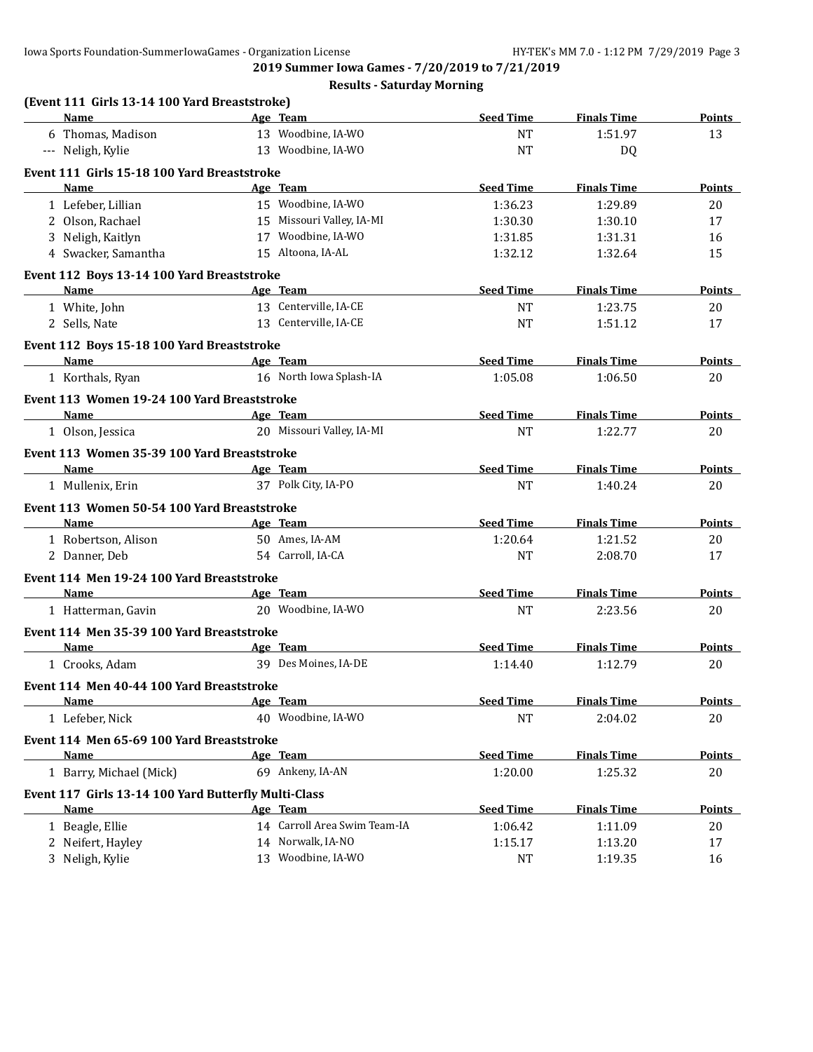**2019 Summer Iowa Games - 7/20/2019 to 7/21/2019**

**Results - Saturday Morning**

### (Event 111 Girls 13-14 100 Yard Breaststroke)

| | Name | Age | Team | Seed Time | Finals Time | Points |
|---|---|---|---|---|---|---|
| 6 | Thomas, Madison | 13 | Woodbine, IA-WO | NT | 1:51.97 | 13 |
| --- | Neligh, Kylie | 13 | Woodbine, IA-WO | NT | DQ | |

### Event 111 Girls 15-18 100 Yard Breaststroke

| | Name | Age | Team | Seed Time | Finals Time | Points |
|---|---|---|---|---|---|---|
| 1 | Lefeber, Lillian | 15 | Woodbine, IA-WO | 1:36.23 | 1:29.89 | 20 |
| 2 | Olson, Rachael | 15 | Missouri Valley, IA-MI | 1:30.30 | 1:30.10 | 17 |
| 3 | Neligh, Kaitlyn | 17 | Woodbine, IA-WO | 1:31.85 | 1:31.31 | 16 |
| 4 | Swacker, Samantha | 15 | Altoona, IA-AL | 1:32.12 | 1:32.64 | 15 |

### Event 112 Boys 13-14 100 Yard Breaststroke

| | Name | Age | Team | Seed Time | Finals Time | Points |
|---|---|---|---|---|---|---|
| 1 | White, John | 13 | Centerville, IA-CE | NT | 1:23.75 | 20 |
| 2 | Sells, Nate | 13 | Centerville, IA-CE | NT | 1:51.12 | 17 |

### Event 112 Boys 15-18 100 Yard Breaststroke

| | Name | Age | Team | Seed Time | Finals Time | Points |
|---|---|---|---|---|---|---|
| 1 | Korthals, Ryan | 16 | North Iowa Splash-IA | 1:05.08 | 1:06.50 | 20 |

### Event 113 Women 19-24 100 Yard Breaststroke

| | Name | Age | Team | Seed Time | Finals Time | Points |
|---|---|---|---|---|---|---|
| 1 | Olson, Jessica | 20 | Missouri Valley, IA-MI | NT | 1:22.77 | 20 |

### Event 113 Women 35-39 100 Yard Breaststroke

| | Name | Age | Team | Seed Time | Finals Time | Points |
|---|---|---|---|---|---|---|
| 1 | Mullenix, Erin | 37 | Polk City, IA-PO | NT | 1:40.24 | 20 |

### Event 113 Women 50-54 100 Yard Breaststroke

| | Name | Age | Team | Seed Time | Finals Time | Points |
|---|---|---|---|---|---|---|
| 1 | Robertson, Alison | 50 | Ames, IA-AM | 1:20.64 | 1:21.52 | 20 |
| 2 | Danner, Deb | 54 | Carroll, IA-CA | NT | 2:08.70 | 17 |

### Event 114 Men 19-24 100 Yard Breaststroke

| | Name | Age | Team | Seed Time | Finals Time | Points |
|---|---|---|---|---|---|---|
| 1 | Hatterman, Gavin | 20 | Woodbine, IA-WO | NT | 2:23.56 | 20 |

### Event 114 Men 35-39 100 Yard Breaststroke

| | Name | Age | Team | Seed Time | Finals Time | Points |
|---|---|---|---|---|---|---|
| 1 | Crooks, Adam | 39 | Des Moines, IA-DE | 1:14.40 | 1:12.79 | 20 |

### Event 114 Men 40-44 100 Yard Breaststroke

| | Name | Age | Team | Seed Time | Finals Time | Points |
|---|---|---|---|---|---|---|
| 1 | Lefeber, Nick | 40 | Woodbine, IA-WO | NT | 2:04.02 | 20 |

### Event 114 Men 65-69 100 Yard Breaststroke

| | Name | Age | Team | Seed Time | Finals Time | Points |
|---|---|---|---|---|---|---|
| 1 | Barry, Michael (Mick) | 69 | Ankeny, IA-AN | 1:20.00 | 1:25.32 | 20 |

### Event 117 Girls 13-14 100 Yard Butterfly Multi-Class

| | Name | Age | Team | Seed Time | Finals Time | Points |
|---|---|---|---|---|---|---|
| 1 | Beagle, Ellie | 14 | Carroll Area Swim Team-IA | 1:06.42 | 1:11.09 | 20 |
| 2 | Neifert, Hayley | 14 | Norwalk, IA-NO | 1:15.17 | 1:13.20 | 17 |
| 3 | Neligh, Kylie | 13 | Woodbine, IA-WO | NT | 1:19.35 | 16 |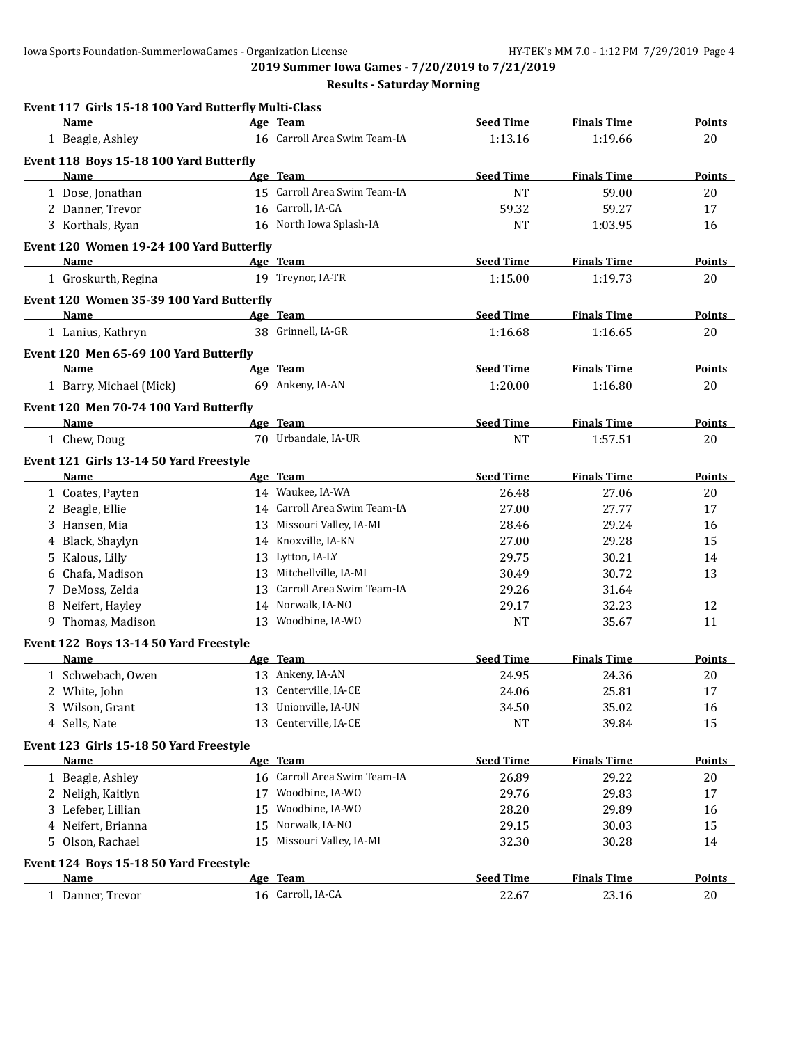## 2019 Summer Iowa Games - 7/20/2019 to 7/21/2019

### Results - Saturday Morning

**Event 117 Girls 15-18 100 Yard Butterfly Multi-Class**

| | Name | Age | Team | Seed Time | Finals Time | Points |
|---|---|---|---|---|---|---|
| 1 | Beagle, Ashley | 16 | Carroll Area Swim Team-IA | 1:13.16 | 1:19.66 | 20 |

**Event 118 Boys 15-18 100 Yard Butterfly**

| | Name | Age | Team | Seed Time | Finals Time | Points |
|---|---|---|---|---|---|---|
| 1 | Dose, Jonathan | 15 | Carroll Area Swim Team-IA | NT | 59.00 | 20 |
| 2 | Danner, Trevor | 16 | Carroll, IA-CA | 59.32 | 59.27 | 17 |
| 3 | Korthals, Ryan | 16 | North Iowa Splash-IA | NT | 1:03.95 | 16 |

**Event 120 Women 19-24 100 Yard Butterfly**

| | Name | Age | Team | Seed Time | Finals Time | Points |
|---|---|---|---|---|---|---|
| 1 | Groskurth, Regina | 19 | Treynor, IA-TR | 1:15.00 | 1:19.73 | 20 |

**Event 120 Women 35-39 100 Yard Butterfly**

| | Name | Age | Team | Seed Time | Finals Time | Points |
|---|---|---|---|---|---|---|
| 1 | Lanius, Kathryn | 38 | Grinnell, IA-GR | 1:16.68 | 1:16.65 | 20 |

**Event 120 Men 65-69 100 Yard Butterfly**

| | Name | Age | Team | Seed Time | Finals Time | Points |
|---|---|---|---|---|---|---|
| 1 | Barry, Michael (Mick) | 69 | Ankeny, IA-AN | 1:20.00 | 1:16.80 | 20 |

**Event 120 Men 70-74 100 Yard Butterfly**

| | Name | Age | Team | Seed Time | Finals Time | Points |
|---|---|---|---|---|---|---|
| 1 | Chew, Doug | 70 | Urbandale, IA-UR | NT | 1:57.51 | 20 |

**Event 121 Girls 13-14 50 Yard Freestyle**

| | Name | Age | Team | Seed Time | Finals Time | Points |
|---|---|---|---|---|---|---|
| 1 | Coates, Payten | 14 | Waukee, IA-WA | 26.48 | 27.06 | 20 |
| 2 | Beagle, Ellie | 14 | Carroll Area Swim Team-IA | 27.00 | 27.77 | 17 |
| 3 | Hansen, Mia | 13 | Missouri Valley, IA-MI | 28.46 | 29.24 | 16 |
| 4 | Black, Shaylyn | 14 | Knoxville, IA-KN | 27.00 | 29.28 | 15 |
| 5 | Kalous, Lilly | 13 | Lytton, IA-LY | 29.75 | 30.21 | 14 |
| 6 | Chafa, Madison | 13 | Mitchellville, IA-MI | 30.49 | 30.72 | 13 |
| 7 | DeMoss, Zelda | 13 | Carroll Area Swim Team-IA | 29.26 | 31.64 | |
| 8 | Neifert, Hayley | 14 | Norwalk, IA-NO | 29.17 | 32.23 | 12 |
| 9 | Thomas, Madison | 13 | Woodbine, IA-WO | NT | 35.67 | 11 |

**Event 122 Boys 13-14 50 Yard Freestyle**

| | Name | Age | Team | Seed Time | Finals Time | Points |
|---|---|---|---|---|---|---|
| 1 | Schwebach, Owen | 13 | Ankeny, IA-AN | 24.95 | 24.36 | 20 |
| 2 | White, John | 13 | Centerville, IA-CE | 24.06 | 25.81 | 17 |
| 3 | Wilson, Grant | 13 | Unionville, IA-UN | 34.50 | 35.02 | 16 |
| 4 | Sells, Nate | 13 | Centerville, IA-CE | NT | 39.84 | 15 |

**Event 123 Girls 15-18 50 Yard Freestyle**

| | Name | Age | Team | Seed Time | Finals Time | Points |
|---|---|---|---|---|---|---|
| 1 | Beagle, Ashley | 16 | Carroll Area Swim Team-IA | 26.89 | 29.22 | 20 |
| 2 | Neligh, Kaitlyn | 17 | Woodbine, IA-WO | 29.76 | 29.83 | 17 |
| 3 | Lefeber, Lillian | 15 | Woodbine, IA-WO | 28.20 | 29.89 | 16 |
| 4 | Neifert, Brianna | 15 | Norwalk, IA-NO | 29.15 | 30.03 | 15 |
| 5 | Olson, Rachael | 15 | Missouri Valley, IA-MI | 32.30 | 30.28 | 14 |

**Event 124 Boys 15-18 50 Yard Freestyle**

| | Name | Age | Team | Seed Time | Finals Time | Points |
|---|---|---|---|---|---|---|
| 1 | Danner, Trevor | 16 | Carroll, IA-CA | 22.67 | 23.16 | 20 |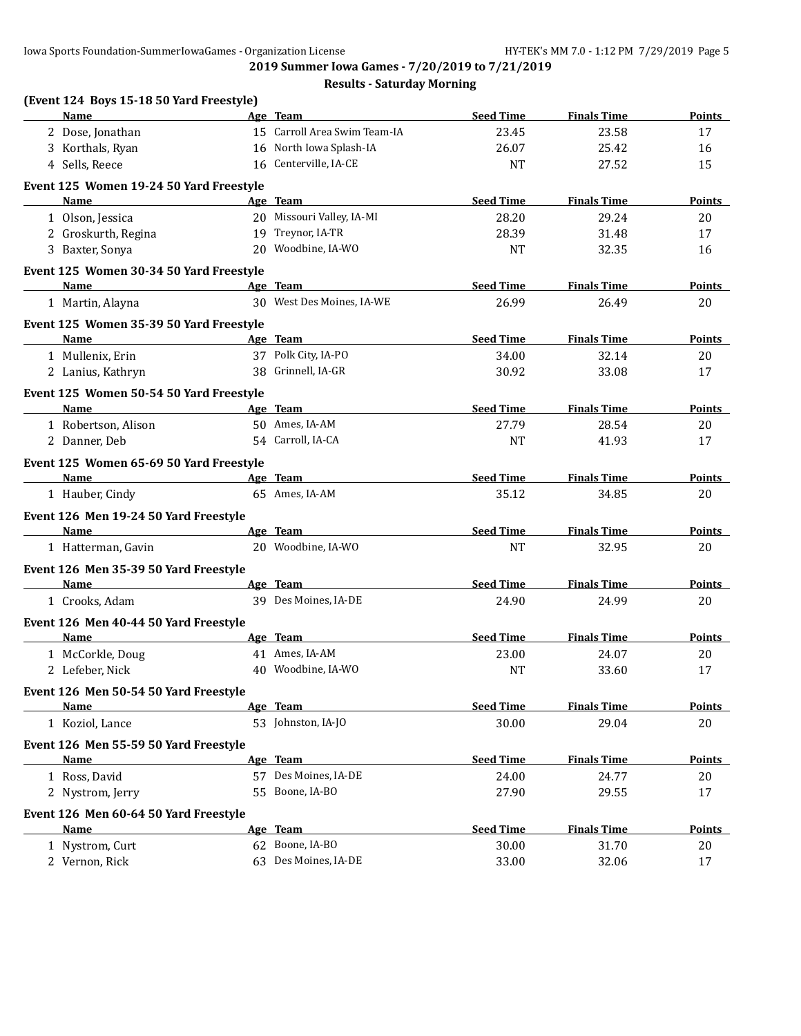## 2019 Summer Iowa Games - 7/20/2019 to 7/21/2019

### Results - Saturday Morning

**(Event 124 Boys 15-18 50 Yard Freestyle)**

| | Name | Age | Team | Seed Time | Finals Time | Points |
|---|---|---|---|---|---|---|
| 2 | Dose, Jonathan | 15 | Carroll Area Swim Team-IA | 23.45 | 23.58 | 17 |
| 3 | Korthals, Ryan | 16 | North Iowa Splash-IA | 26.07 | 25.42 | 16 |
| 4 | Sells, Reece | 16 | Centerville, IA-CE | NT | 27.52 | 15 |

**Event 125 Women 19-24 50 Yard Freestyle**

| | Name | Age | Team | Seed Time | Finals Time | Points |
|---|---|---|---|---|---|---|
| 1 | Olson, Jessica | 20 | Missouri Valley, IA-MI | 28.20 | 29.24 | 20 |
| 2 | Groskurth, Regina | 19 | Treynor, IA-TR | 28.39 | 31.48 | 17 |
| 3 | Baxter, Sonya | 20 | Woodbine, IA-WO | NT | 32.35 | 16 |

**Event 125 Women 30-34 50 Yard Freestyle**

| | Name | Age | Team | Seed Time | Finals Time | Points |
|---|---|---|---|---|---|---|
| 1 | Martin, Alayna | 30 | West Des Moines, IA-WE | 26.99 | 26.49 | 20 |

**Event 125 Women 35-39 50 Yard Freestyle**

| | Name | Age | Team | Seed Time | Finals Time | Points |
|---|---|---|---|---|---|---|
| 1 | Mullenix, Erin | 37 | Polk City, IA-PO | 34.00 | 32.14 | 20 |
| 2 | Lanius, Kathryn | 38 | Grinnell, IA-GR | 30.92 | 33.08 | 17 |

**Event 125 Women 50-54 50 Yard Freestyle**

| | Name | Age | Team | Seed Time | Finals Time | Points |
|---|---|---|---|---|---|---|
| 1 | Robertson, Alison | 50 | Ames, IA-AM | 27.79 | 28.54 | 20 |
| 2 | Danner, Deb | 54 | Carroll, IA-CA | NT | 41.93 | 17 |

**Event 125 Women 65-69 50 Yard Freestyle**

| | Name | Age | Team | Seed Time | Finals Time | Points |
|---|---|---|---|---|---|---|
| 1 | Hauber, Cindy | 65 | Ames, IA-AM | 35.12 | 34.85 | 20 |

**Event 126 Men 19-24 50 Yard Freestyle**

| | Name | Age | Team | Seed Time | Finals Time | Points |
|---|---|---|---|---|---|---|
| 1 | Hatterman, Gavin | 20 | Woodbine, IA-WO | NT | 32.95 | 20 |

**Event 126 Men 35-39 50 Yard Freestyle**

| | Name | Age | Team | Seed Time | Finals Time | Points |
|---|---|---|---|---|---|---|
| 1 | Crooks, Adam | 39 | Des Moines, IA-DE | 24.90 | 24.99 | 20 |

**Event 126 Men 40-44 50 Yard Freestyle**

| | Name | Age | Team | Seed Time | Finals Time | Points |
|---|---|---|---|---|---|---|
| 1 | McCorkle, Doug | 41 | Ames, IA-AM | 23.00 | 24.07 | 20 |
| 2 | Lefeber, Nick | 40 | Woodbine, IA-WO | NT | 33.60 | 17 |

**Event 126 Men 50-54 50 Yard Freestyle**

| | Name | Age | Team | Seed Time | Finals Time | Points |
|---|---|---|---|---|---|---|
| 1 | Koziol, Lance | 53 | Johnston, IA-JO | 30.00 | 29.04 | 20 |

**Event 126 Men 55-59 50 Yard Freestyle**

| | Name | Age | Team | Seed Time | Finals Time | Points |
|---|---|---|---|---|---|---|
| 1 | Ross, David | 57 | Des Moines, IA-DE | 24.00 | 24.77 | 20 |
| 2 | Nystrom, Jerry | 55 | Boone, IA-BO | 27.90 | 29.55 | 17 |

**Event 126 Men 60-64 50 Yard Freestyle**

| | Name | Age | Team | Seed Time | Finals Time | Points |
|---|---|---|---|---|---|---|
| 1 | Nystrom, Curt | 62 | Boone, IA-BO | 30.00 | 31.70 | 20 |
| 2 | Vernon, Rick | 63 | Des Moines, IA-DE | 33.00 | 32.06 | 17 |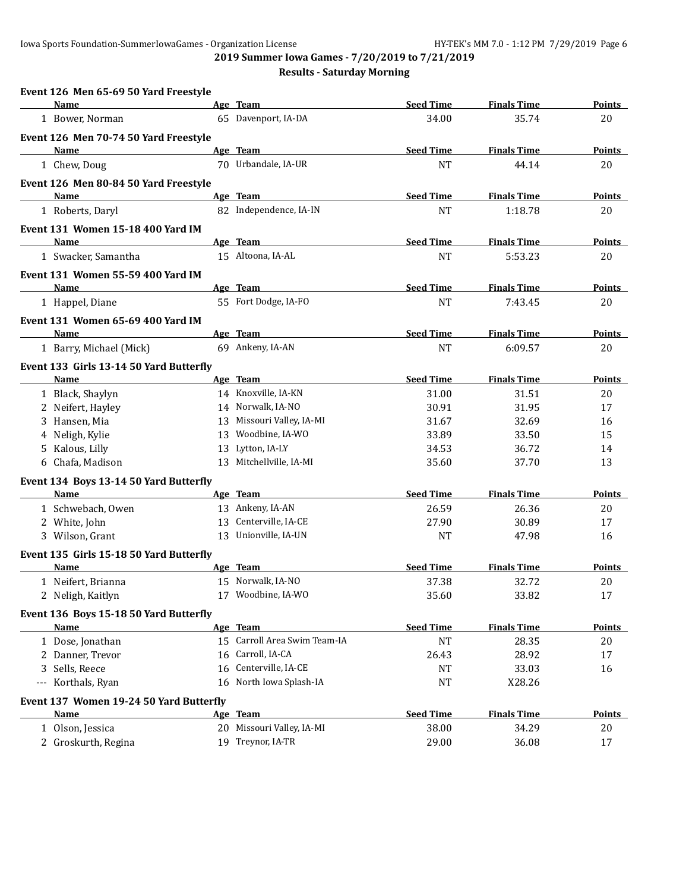**2019 Summer Iowa Games - 7/20/2019 to 7/21/2019**

**Results - Saturday Morning**

### Event 126 Men 65-69 50 Yard Freestyle

| | Name | Age | Team | Seed Time | Finals Time | Points |
|---|---|---|---|---|---|---|
| 1 | Bower, Norman | 65 | Davenport, IA-DA | 34.00 | 35.74 | 20 |

### Event 126 Men 70-74 50 Yard Freestyle

| | Name | Age | Team | Seed Time | Finals Time | Points |
|---|---|---|---|---|---|---|
| 1 | Chew, Doug | 70 | Urbandale, IA-UR | NT | 44.14 | 20 |

### Event 126 Men 80-84 50 Yard Freestyle

| | Name | Age | Team | Seed Time | Finals Time | Points |
|---|---|---|---|---|---|---|
| 1 | Roberts, Daryl | 82 | Independence, IA-IN | NT | 1:18.78 | 20 |

### Event 131 Women 15-18 400 Yard IM

| | Name | Age | Team | Seed Time | Finals Time | Points |
|---|---|---|---|---|---|---|
| 1 | Swacker, Samantha | 15 | Altoona, IA-AL | NT | 5:53.23 | 20 |

### Event 131 Women 55-59 400 Yard IM

| | Name | Age | Team | Seed Time | Finals Time | Points |
|---|---|---|---|---|---|---|
| 1 | Happel, Diane | 55 | Fort Dodge, IA-FO | NT | 7:43.45 | 20 |

### Event 131 Women 65-69 400 Yard IM

| | Name | Age | Team | Seed Time | Finals Time | Points |
|---|---|---|---|---|---|---|
| 1 | Barry, Michael (Mick) | 69 | Ankeny, IA-AN | NT | 6:09.57 | 20 |

### Event 133 Girls 13-14 50 Yard Butterfly

| | Name | Age | Team | Seed Time | Finals Time | Points |
|---|---|---|---|---|---|---|
| 1 | Black, Shaylyn | 14 | Knoxville, IA-KN | 31.00 | 31.51 | 20 |
| 2 | Neifert, Hayley | 14 | Norwalk, IA-NO | 30.91 | 31.95 | 17 |
| 3 | Hansen, Mia | 13 | Missouri Valley, IA-MI | 31.67 | 32.69 | 16 |
| 4 | Neligh, Kylie | 13 | Woodbine, IA-WO | 33.89 | 33.50 | 15 |
| 5 | Kalous, Lilly | 13 | Lytton, IA-LY | 34.53 | 36.72 | 14 |
| 6 | Chafa, Madison | 13 | Mitchellville, IA-MI | 35.60 | 37.70 | 13 |

### Event 134 Boys 13-14 50 Yard Butterfly

| | Name | Age | Team | Seed Time | Finals Time | Points |
|---|---|---|---|---|---|---|
| 1 | Schwebach, Owen | 13 | Ankeny, IA-AN | 26.59 | 26.36 | 20 |
| 2 | White, John | 13 | Centerville, IA-CE | 27.90 | 30.89 | 17 |
| 3 | Wilson, Grant | 13 | Unionville, IA-UN | NT | 47.98 | 16 |

### Event 135 Girls 15-18 50 Yard Butterfly

| | Name | Age | Team | Seed Time | Finals Time | Points |
|---|---|---|---|---|---|---|
| 1 | Neifert, Brianna | 15 | Norwalk, IA-NO | 37.38 | 32.72 | 20 |
| 2 | Neligh, Kaitlyn | 17 | Woodbine, IA-WO | 35.60 | 33.82 | 17 |

### Event 136 Boys 15-18 50 Yard Butterfly

| | Name | Age | Team | Seed Time | Finals Time | Points |
|---|---|---|---|---|---|---|
| 1 | Dose, Jonathan | 15 | Carroll Area Swim Team-IA | NT | 28.35 | 20 |
| 2 | Danner, Trevor | 16 | Carroll, IA-CA | 26.43 | 28.92 | 17 |
| 3 | Sells, Reece | 16 | Centerville, IA-CE | NT | 33.03 | 16 |
| --- | Korthals, Ryan | 16 | North Iowa Splash-IA | NT | X28.26 | |

### Event 137 Women 19-24 50 Yard Butterfly

| | Name | Age | Team | Seed Time | Finals Time | Points |
|---|---|---|---|---|---|---|
| 1 | Olson, Jessica | 20 | Missouri Valley, IA-MI | 38.00 | 34.29 | 20 |
| 2 | Groskurth, Regina | 19 | Treynor, IA-TR | 29.00 | 36.08 | 17 |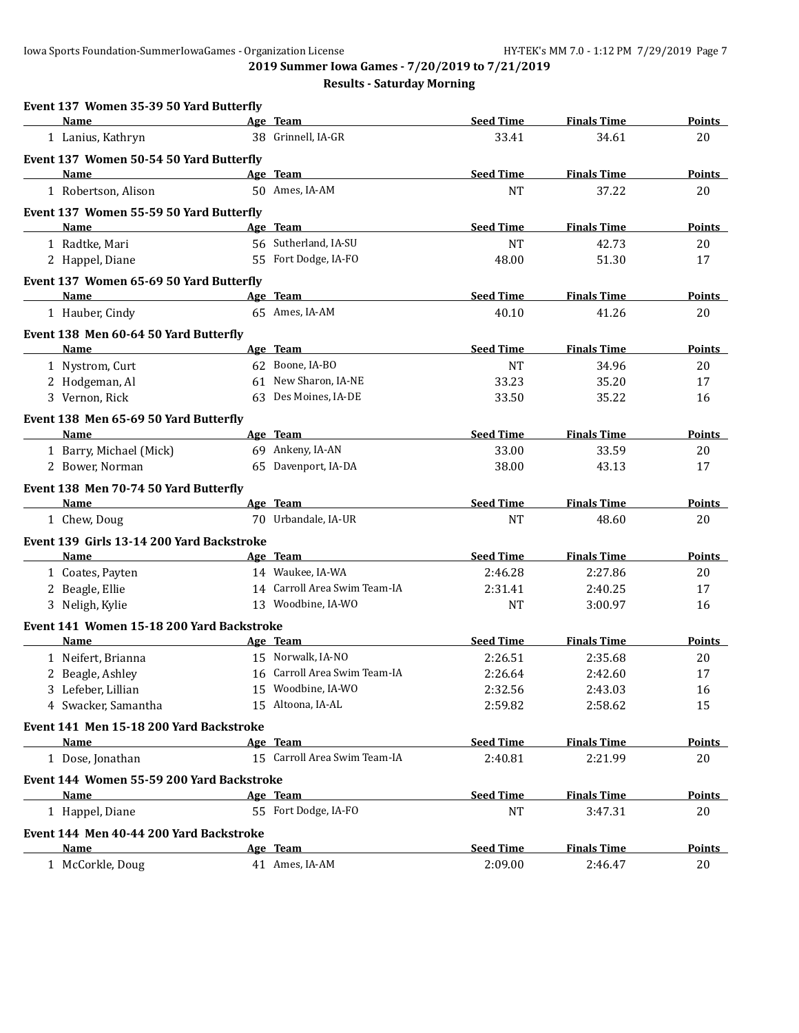## 2019 Summer Iowa Games - 7/20/2019 to 7/21/2019

### Results - Saturday Morning

**Event 137 Women 35-39 50 Yard Butterfly**

| Name | Age | Team | Seed Time | Finals Time | Points |
|---|---|---|---|---|---|
| 1 Lanius, Kathryn | 38 | Grinnell, IA-GR | 33.41 | 34.61 | 20 |

**Event 137 Women 50-54 50 Yard Butterfly**

| Name | Age | Team | Seed Time | Finals Time | Points |
|---|---|---|---|---|---|
| 1 Robertson, Alison | 50 | Ames, IA-AM | NT | 37.22 | 20 |

**Event 137 Women 55-59 50 Yard Butterfly**

| Name | Age | Team | Seed Time | Finals Time | Points |
|---|---|---|---|---|---|
| 1 Radtke, Mari | 56 | Sutherland, IA-SU | NT | 42.73 | 20 |
| 2 Happel, Diane | 55 | Fort Dodge, IA-FO | 48.00 | 51.30 | 17 |

**Event 137 Women 65-69 50 Yard Butterfly**

| Name | Age | Team | Seed Time | Finals Time | Points |
|---|---|---|---|---|---|
| 1 Hauber, Cindy | 65 | Ames, IA-AM | 40.10 | 41.26 | 20 |

**Event 138 Men 60-64 50 Yard Butterfly**

| Name | Age | Team | Seed Time | Finals Time | Points |
|---|---|---|---|---|---|
| 1 Nystrom, Curt | 62 | Boone, IA-BO | NT | 34.96 | 20 |
| 2 Hodgeman, Al | 61 | New Sharon, IA-NE | 33.23 | 35.20 | 17 |
| 3 Vernon, Rick | 63 | Des Moines, IA-DE | 33.50 | 35.22 | 16 |

**Event 138 Men 65-69 50 Yard Butterfly**

| Name | Age | Team | Seed Time | Finals Time | Points |
|---|---|---|---|---|---|
| 1 Barry, Michael (Mick) | 69 | Ankeny, IA-AN | 33.00 | 33.59 | 20 |
| 2 Bower, Norman | 65 | Davenport, IA-DA | 38.00 | 43.13 | 17 |

**Event 138 Men 70-74 50 Yard Butterfly**

| Name | Age | Team | Seed Time | Finals Time | Points |
|---|---|---|---|---|---|
| 1 Chew, Doug | 70 | Urbandale, IA-UR | NT | 48.60 | 20 |

**Event 139 Girls 13-14 200 Yard Backstroke**

| Name | Age | Team | Seed Time | Finals Time | Points |
|---|---|---|---|---|---|
| 1 Coates, Payten | 14 | Waukee, IA-WA | 2:46.28 | 2:27.86 | 20 |
| 2 Beagle, Ellie | 14 | Carroll Area Swim Team-IA | 2:31.41 | 2:40.25 | 17 |
| 3 Neligh, Kylie | 13 | Woodbine, IA-WO | NT | 3:00.97 | 16 |

**Event 141 Women 15-18 200 Yard Backstroke**

| Name | Age | Team | Seed Time | Finals Time | Points |
|---|---|---|---|---|---|
| 1 Neifert, Brianna | 15 | Norwalk, IA-NO | 2:26.51 | 2:35.68 | 20 |
| 2 Beagle, Ashley | 16 | Carroll Area Swim Team-IA | 2:26.64 | 2:42.60 | 17 |
| 3 Lefeber, Lillian | 15 | Woodbine, IA-WO | 2:32.56 | 2:43.03 | 16 |
| 4 Swacker, Samantha | 15 | Altoona, IA-AL | 2:59.82 | 2:58.62 | 15 |

**Event 141 Men 15-18 200 Yard Backstroke**

| Name | Age | Team | Seed Time | Finals Time | Points |
|---|---|---|---|---|---|
| 1 Dose, Jonathan | 15 | Carroll Area Swim Team-IA | 2:40.81 | 2:21.99 | 20 |

**Event 144 Women 55-59 200 Yard Backstroke**

| Name | Age | Team | Seed Time | Finals Time | Points |
|---|---|---|---|---|---|
| 1 Happel, Diane | 55 | Fort Dodge, IA-FO | NT | 3:47.31 | 20 |

**Event 144 Men 40-44 200 Yard Backstroke**

| Name | Age | Team | Seed Time | Finals Time | Points |
|---|---|---|---|---|---|
| 1 McCorkle, Doug | 41 | Ames, IA-AM | 2:09.00 | 2:46.47 | 20 |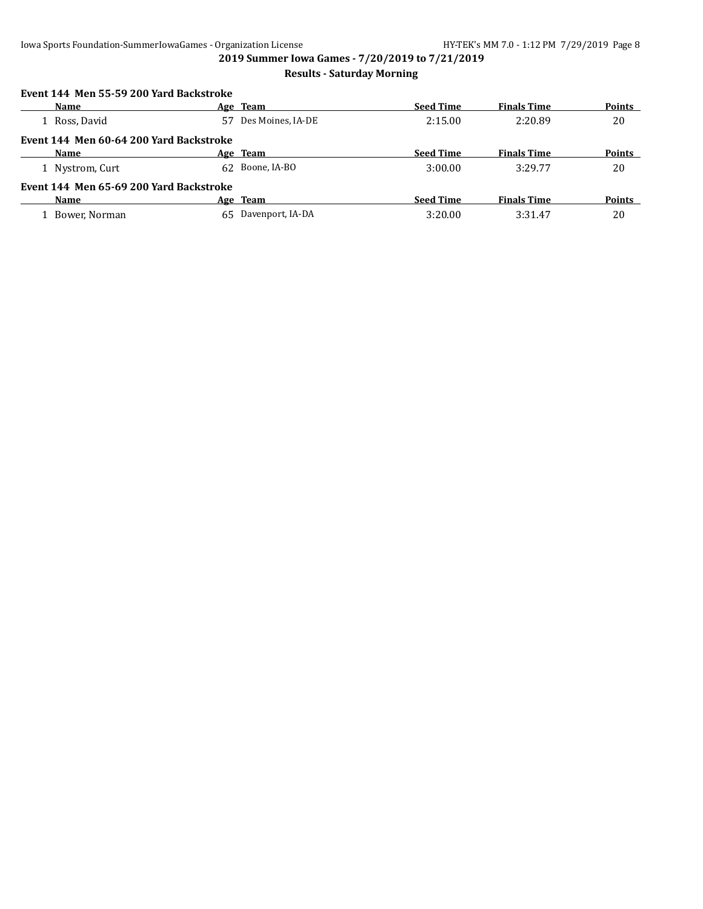## 2019 Summer Iowa Games - 7/20/2019 to 7/21/2019

### Results - Saturday Morning

**Event 144 Men 55-59 200 Yard Backstroke**

| | Name | Age | Team | Seed Time | Finals Time | Points |
|---|---|---|---|---|---|---|
| 1 | Ross, David | 57 | Des Moines, IA-DE | 2:15.00 | 2:20.89 | 20 |

**Event 144 Men 60-64 200 Yard Backstroke**

| | Name | Age | Team | Seed Time | Finals Time | Points |
|---|---|---|---|---|---|---|
| 1 | Nystrom, Curt | 62 | Boone, IA-BO | 3:00.00 | 3:29.77 | 20 |

**Event 144 Men 65-69 200 Yard Backstroke**

| | Name | Age | Team | Seed Time | Finals Time | Points |
|---|---|---|---|---|---|---|
| 1 | Bower, Norman | 65 | Davenport, IA-DA | 3:20.00 | 3:31.47 | 20 |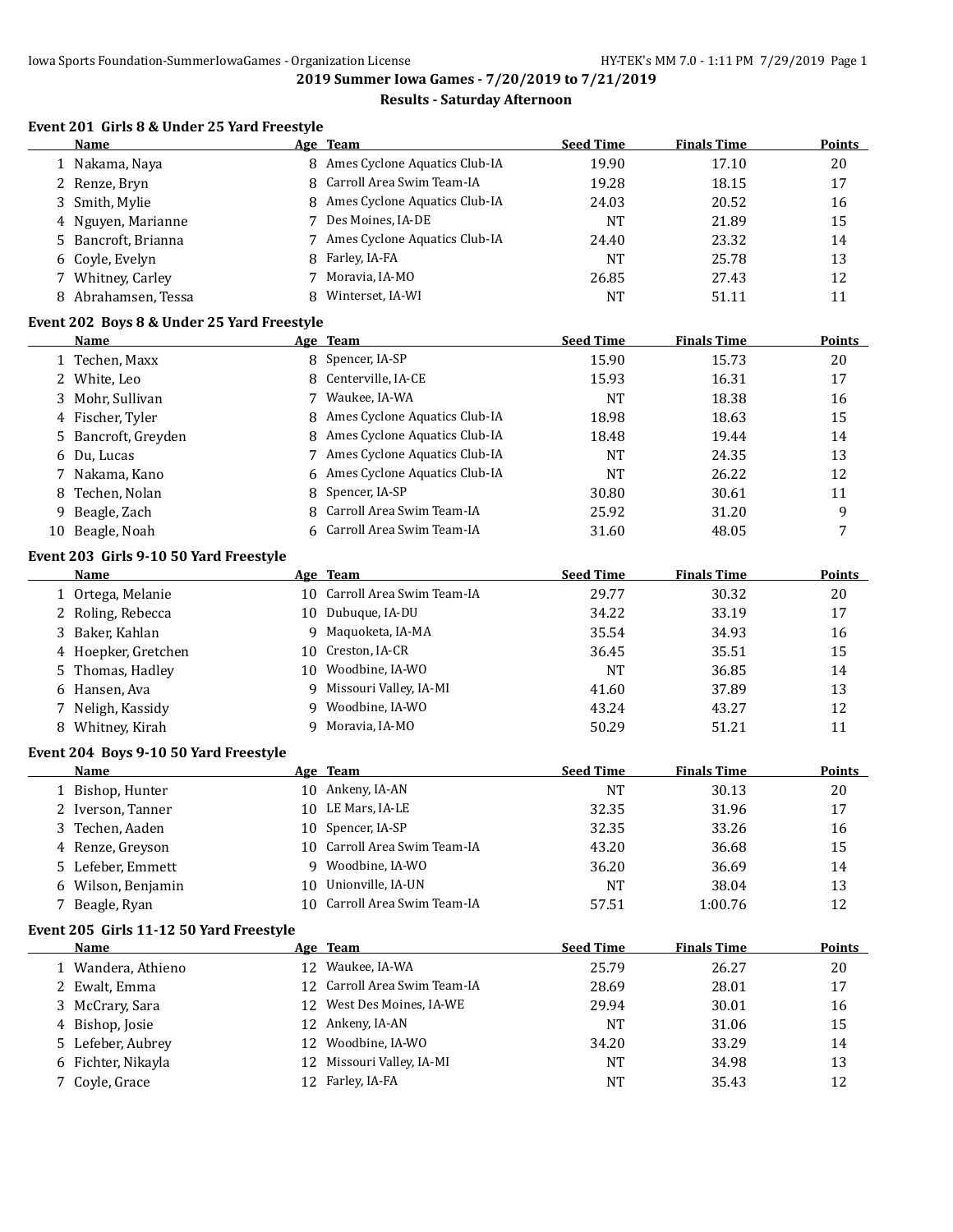## 2019 Summer Iowa Games - 7/20/2019 to 7/21/2019

### Results - Saturday Afternoon

#### Event 201 Girls 8 & Under 25 Yard Freestyle

| | Name | Age | Team | Seed Time | Finals Time | Points |
|---|---|---|---|---|---|---|
| 1 | Nakama, Naya | 8 | Ames Cyclone Aquatics Club-IA | 19.90 | 17.10 | 20 |
| 2 | Renze, Bryn | 8 | Carroll Area Swim Team-IA | 19.28 | 18.15 | 17 |
| 3 | Smith, Mylie | 8 | Ames Cyclone Aquatics Club-IA | 24.03 | 20.52 | 16 |
| 4 | Nguyen, Marianne | 7 | Des Moines, IA-DE | NT | 21.89 | 15 |
| 5 | Bancroft, Brianna | 7 | Ames Cyclone Aquatics Club-IA | 24.40 | 23.32 | 14 |
| 6 | Coyle, Evelyn | 8 | Farley, IA-FA | NT | 25.78 | 13 |
| 7 | Whitney, Carley | 7 | Moravia, IA-MO | 26.85 | 27.43 | 12 |
| 8 | Abrahamsen, Tessa | 8 | Winterset, IA-WI | NT | 51.11 | 11 |

#### Event 202 Boys 8 & Under 25 Yard Freestyle

| | Name | Age | Team | Seed Time | Finals Time | Points |
|---|---|---|---|---|---|---|
| 1 | Techen, Maxx | 8 | Spencer, IA-SP | 15.90 | 15.73 | 20 |
| 2 | White, Leo | 8 | Centerville, IA-CE | 15.93 | 16.31 | 17 |
| 3 | Mohr, Sullivan | 7 | Waukee, IA-WA | NT | 18.38 | 16 |
| 4 | Fischer, Tyler | 8 | Ames Cyclone Aquatics Club-IA | 18.98 | 18.63 | 15 |
| 5 | Bancroft, Greyden | 8 | Ames Cyclone Aquatics Club-IA | 18.48 | 19.44 | 14 |
| 6 | Du, Lucas | 7 | Ames Cyclone Aquatics Club-IA | NT | 24.35 | 13 |
| 7 | Nakama, Kano | 6 | Ames Cyclone Aquatics Club-IA | NT | 26.22 | 12 |
| 8 | Techen, Nolan | 8 | Spencer, IA-SP | 30.80 | 30.61 | 11 |
| 9 | Beagle, Zach | 8 | Carroll Area Swim Team-IA | 25.92 | 31.20 | 9 |
| 10 | Beagle, Noah | 6 | Carroll Area Swim Team-IA | 31.60 | 48.05 | 7 |

#### Event 203 Girls 9-10 50 Yard Freestyle

| | Name | Age | Team | Seed Time | Finals Time | Points |
|---|---|---|---|---|---|---|
| 1 | Ortega, Melanie | 10 | Carroll Area Swim Team-IA | 29.77 | 30.32 | 20 |
| 2 | Roling, Rebecca | 10 | Dubuque, IA-DU | 34.22 | 33.19 | 17 |
| 3 | Baker, Kahlan | 9 | Maquoketa, IA-MA | 35.54 | 34.93 | 16 |
| 4 | Hoepker, Gretchen | 10 | Creston, IA-CR | 36.45 | 35.51 | 15 |
| 5 | Thomas, Hadley | 10 | Woodbine, IA-WO | NT | 36.85 | 14 |
| 6 | Hansen, Ava | 9 | Missouri Valley, IA-MI | 41.60 | 37.89 | 13 |
| 7 | Neligh, Kassidy | 9 | Woodbine, IA-WO | 43.24 | 43.27 | 12 |
| 8 | Whitney, Kirah | 9 | Moravia, IA-MO | 50.29 | 51.21 | 11 |

#### Event 204 Boys 9-10 50 Yard Freestyle

| | Name | Age | Team | Seed Time | Finals Time | Points |
|---|---|---|---|---|---|---|
| 1 | Bishop, Hunter | 10 | Ankeny, IA-AN | NT | 30.13 | 20 |
| 2 | Iverson, Tanner | 10 | LE Mars, IA-LE | 32.35 | 31.96 | 17 |
| 3 | Techen, Aaden | 10 | Spencer, IA-SP | 32.35 | 33.26 | 16 |
| 4 | Renze, Greyson | 10 | Carroll Area Swim Team-IA | 43.20 | 36.68 | 15 |
| 5 | Lefeber, Emmett | 9 | Woodbine, IA-WO | 36.20 | 36.69 | 14 |
| 6 | Wilson, Benjamin | 10 | Unionville, IA-UN | NT | 38.04 | 13 |
| 7 | Beagle, Ryan | 10 | Carroll Area Swim Team-IA | 57.51 | 1:00.76 | 12 |

#### Event 205 Girls 11-12 50 Yard Freestyle

| | Name | Age | Team | Seed Time | Finals Time | Points |
|---|---|---|---|---|---|---|
| 1 | Wandera, Athieno | 12 | Waukee, IA-WA | 25.79 | 26.27 | 20 |
| 2 | Ewalt, Emma | 12 | Carroll Area Swim Team-IA | 28.69 | 28.01 | 17 |
| 3 | McCrary, Sara | 12 | West Des Moines, IA-WE | 29.94 | 30.01 | 16 |
| 4 | Bishop, Josie | 12 | Ankeny, IA-AN | NT | 31.06 | 15 |
| 5 | Lefeber, Aubrey | 12 | Woodbine, IA-WO | 34.20 | 33.29 | 14 |
| 6 | Fichter, Nikayla | 12 | Missouri Valley, IA-MI | NT | 34.98 | 13 |
| 7 | Coyle, Grace | 12 | Farley, IA-FA | NT | 35.43 | 12 |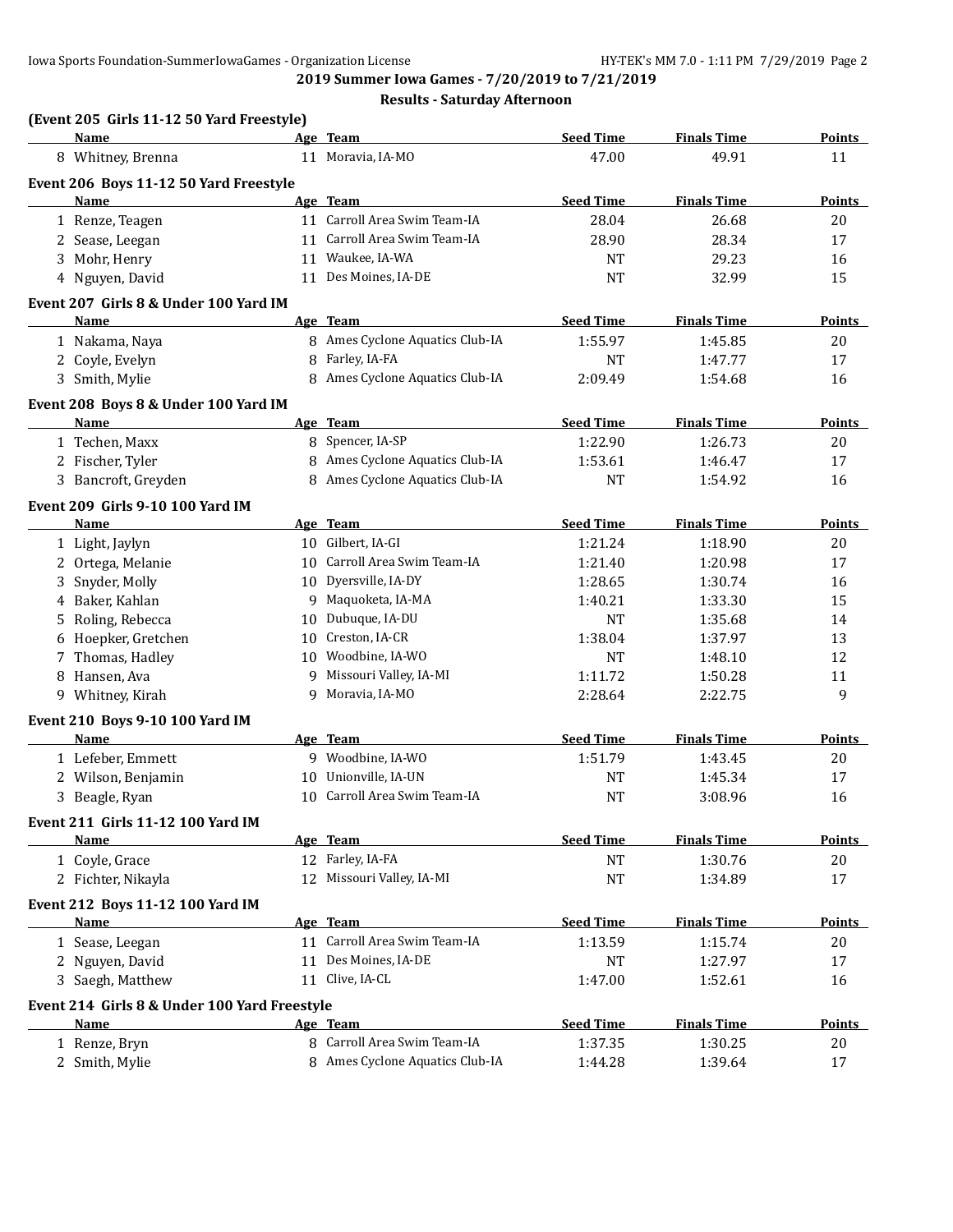2019 Summer Iowa Games - 7/20/2019 to 7/21/2019

Results - Saturday Afternoon

### (Event 205 Girls 11-12 50 Yard Freestyle)

| | Name | Age | Team | Seed Time | Finals Time | Points |
|---|---|---|---|---|---|---|
| 8 | Whitney, Brenna | 11 | Moravia, IA-MO | 47.00 | 49.91 | 11 |

### Event 206 Boys 11-12 50 Yard Freestyle

| | Name | Age | Team | Seed Time | Finals Time | Points |
|---|---|---|---|---|---|---|
| 1 | Renze, Teagen | 11 | Carroll Area Swim Team-IA | 28.04 | 26.68 | 20 |
| 2 | Sease, Leegan | 11 | Carroll Area Swim Team-IA | 28.90 | 28.34 | 17 |
| 3 | Mohr, Henry | 11 | Waukee, IA-WA | NT | 29.23 | 16 |
| 4 | Nguyen, David | 11 | Des Moines, IA-DE | NT | 32.99 | 15 |

### Event 207 Girls 8 & Under 100 Yard IM

| | Name | Age | Team | Seed Time | Finals Time | Points |
|---|---|---|---|---|---|---|
| 1 | Nakama, Naya | 8 | Ames Cyclone Aquatics Club-IA | 1:55.97 | 1:45.85 | 20 |
| 2 | Coyle, Evelyn | 8 | Farley, IA-FA | NT | 1:47.77 | 17 |
| 3 | Smith, Mylie | 8 | Ames Cyclone Aquatics Club-IA | 2:09.49 | 1:54.68 | 16 |

### Event 208 Boys 8 & Under 100 Yard IM

| | Name | Age | Team | Seed Time | Finals Time | Points |
|---|---|---|---|---|---|---|
| 1 | Techen, Maxx | 8 | Spencer, IA-SP | 1:22.90 | 1:26.73 | 20 |
| 2 | Fischer, Tyler | 8 | Ames Cyclone Aquatics Club-IA | 1:53.61 | 1:46.47 | 17 |
| 3 | Bancroft, Greyden | 8 | Ames Cyclone Aquatics Club-IA | NT | 1:54.92 | 16 |

### Event 209 Girls 9-10 100 Yard IM

| | Name | Age | Team | Seed Time | Finals Time | Points |
|---|---|---|---|---|---|---|
| 1 | Light, Jaylyn | 10 | Gilbert, IA-GI | 1:21.24 | 1:18.90 | 20 |
| 2 | Ortega, Melanie | 10 | Carroll Area Swim Team-IA | 1:21.40 | 1:20.98 | 17 |
| 3 | Snyder, Molly | 10 | Dyersville, IA-DY | 1:28.65 | 1:30.74 | 16 |
| 4 | Baker, Kahlan | 9 | Maquoketa, IA-MA | 1:40.21 | 1:33.30 | 15 |
| 5 | Roling, Rebecca | 10 | Dubuque, IA-DU | NT | 1:35.68 | 14 |
| 6 | Hoepker, Gretchen | 10 | Creston, IA-CR | 1:38.04 | 1:37.97 | 13 |
| 7 | Thomas, Hadley | 10 | Woodbine, IA-WO | NT | 1:48.10 | 12 |
| 8 | Hansen, Ava | 9 | Missouri Valley, IA-MI | 1:11.72 | 1:50.28 | 11 |
| 9 | Whitney, Kirah | 9 | Moravia, IA-MO | 2:28.64 | 2:22.75 | 9 |

### Event 210 Boys 9-10 100 Yard IM

| | Name | Age | Team | Seed Time | Finals Time | Points |
|---|---|---|---|---|---|---|
| 1 | Lefeber, Emmett | 9 | Woodbine, IA-WO | 1:51.79 | 1:43.45 | 20 |
| 2 | Wilson, Benjamin | 10 | Unionville, IA-UN | NT | 1:45.34 | 17 |
| 3 | Beagle, Ryan | 10 | Carroll Area Swim Team-IA | NT | 3:08.96 | 16 |

### Event 211 Girls 11-12 100 Yard IM

| | Name | Age | Team | Seed Time | Finals Time | Points |
|---|---|---|---|---|---|---|
| 1 | Coyle, Grace | 12 | Farley, IA-FA | NT | 1:30.76 | 20 |
| 2 | Fichter, Nikayla | 12 | Missouri Valley, IA-MI | NT | 1:34.89 | 17 |

### Event 212 Boys 11-12 100 Yard IM

| | Name | Age | Team | Seed Time | Finals Time | Points |
|---|---|---|---|---|---|---|
| 1 | Sease, Leegan | 11 | Carroll Area Swim Team-IA | 1:13.59 | 1:15.74 | 20 |
| 2 | Nguyen, David | 11 | Des Moines, IA-DE | NT | 1:27.97 | 17 |
| 3 | Saegh, Matthew | 11 | Clive, IA-CL | 1:47.00 | 1:52.61 | 16 |

### Event 214 Girls 8 & Under 100 Yard Freestyle

| | Name | Age | Team | Seed Time | Finals Time | Points |
|---|---|---|---|---|---|---|
| 1 | Renze, Bryn | 8 | Carroll Area Swim Team-IA | 1:37.35 | 1:30.25 | 20 |
| 2 | Smith, Mylie | 8 | Ames Cyclone Aquatics Club-IA | 1:44.28 | 1:39.64 | 17 |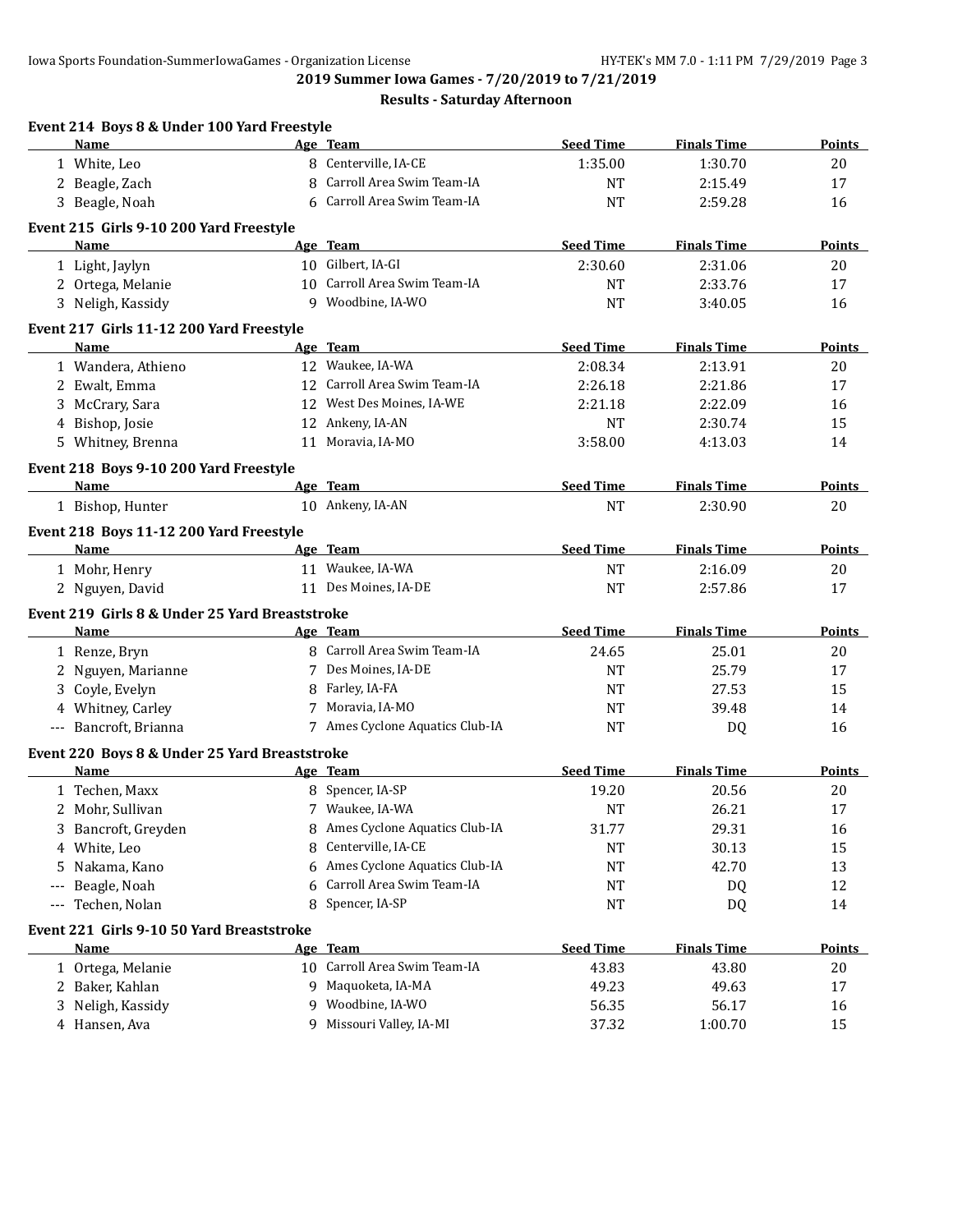## 2019 Summer Iowa Games - 7/20/2019 to 7/21/2019

### Results - Saturday Afternoon

**Event 214 Boys 8 & Under 100 Yard Freestyle**

| | Name | Age | Team | Seed Time | Finals Time | Points |
|---|---|---|---|---|---|---|
| 1 | White, Leo | 8 | Centerville, IA-CE | 1:35.00 | 1:30.70 | 20 |
| 2 | Beagle, Zach | 8 | Carroll Area Swim Team-IA | NT | 2:15.49 | 17 |
| 3 | Beagle, Noah | 6 | Carroll Area Swim Team-IA | NT | 2:59.28 | 16 |

**Event 215 Girls 9-10 200 Yard Freestyle**

| | Name | Age | Team | Seed Time | Finals Time | Points |
|---|---|---|---|---|---|---|
| 1 | Light, Jaylyn | 10 | Gilbert, IA-GI | 2:30.60 | 2:31.06 | 20 |
| 2 | Ortega, Melanie | 10 | Carroll Area Swim Team-IA | NT | 2:33.76 | 17 |
| 3 | Neligh, Kassidy | 9 | Woodbine, IA-WO | NT | 3:40.05 | 16 |

**Event 217 Girls 11-12 200 Yard Freestyle**

| | Name | Age | Team | Seed Time | Finals Time | Points |
|---|---|---|---|---|---|---|
| 1 | Wandera, Athieno | 12 | Waukee, IA-WA | 2:08.34 | 2:13.91 | 20 |
| 2 | Ewalt, Emma | 12 | Carroll Area Swim Team-IA | 2:26.18 | 2:21.86 | 17 |
| 3 | McCrary, Sara | 12 | West Des Moines, IA-WE | 2:21.18 | 2:22.09 | 16 |
| 4 | Bishop, Josie | 12 | Ankeny, IA-AN | NT | 2:30.74 | 15 |
| 5 | Whitney, Brenna | 11 | Moravia, IA-MO | 3:58.00 | 4:13.03 | 14 |

**Event 218 Boys 9-10 200 Yard Freestyle**

| | Name | Age | Team | Seed Time | Finals Time | Points |
|---|---|---|---|---|---|---|
| 1 | Bishop, Hunter | 10 | Ankeny, IA-AN | NT | 2:30.90 | 20 |

**Event 218 Boys 11-12 200 Yard Freestyle**

| | Name | Age | Team | Seed Time | Finals Time | Points |
|---|---|---|---|---|---|---|
| 1 | Mohr, Henry | 11 | Waukee, IA-WA | NT | 2:16.09 | 20 |
| 2 | Nguyen, David | 11 | Des Moines, IA-DE | NT | 2:57.86 | 17 |

**Event 219 Girls 8 & Under 25 Yard Breaststroke**

| | Name | Age | Team | Seed Time | Finals Time | Points |
|---|---|---|---|---|---|---|
| 1 | Renze, Bryn | 8 | Carroll Area Swim Team-IA | 24.65 | 25.01 | 20 |
| 2 | Nguyen, Marianne | 7 | Des Moines, IA-DE | NT | 25.79 | 17 |
| 3 | Coyle, Evelyn | 8 | Farley, IA-FA | NT | 27.53 | 15 |
| 4 | Whitney, Carley | 7 | Moravia, IA-MO | NT | 39.48 | 14 |
| --- | Bancroft, Brianna | 7 | Ames Cyclone Aquatics Club-IA | NT | DQ | 16 |

**Event 220 Boys 8 & Under 25 Yard Breaststroke**

| | Name | Age | Team | Seed Time | Finals Time | Points |
|---|---|---|---|---|---|---|
| 1 | Techen, Maxx | 8 | Spencer, IA-SP | 19.20 | 20.56 | 20 |
| 2 | Mohr, Sullivan | 7 | Waukee, IA-WA | NT | 26.21 | 17 |
| 3 | Bancroft, Greyden | 8 | Ames Cyclone Aquatics Club-IA | 31.77 | 29.31 | 16 |
| 4 | White, Leo | 8 | Centerville, IA-CE | NT | 30.13 | 15 |
| 5 | Nakama, Kano | 6 | Ames Cyclone Aquatics Club-IA | NT | 42.70 | 13 |
| --- | Beagle, Noah | 6 | Carroll Area Swim Team-IA | NT | DQ | 12 |
| --- | Techen, Nolan | 8 | Spencer, IA-SP | NT | DQ | 14 |

**Event 221 Girls 9-10 50 Yard Breaststroke**

| | Name | Age | Team | Seed Time | Finals Time | Points |
|---|---|---|---|---|---|---|
| 1 | Ortega, Melanie | 10 | Carroll Area Swim Team-IA | 43.83 | 43.80 | 20 |
| 2 | Baker, Kahlan | 9 | Maquoketa, IA-MA | 49.23 | 49.63 | 17 |
| 3 | Neligh, Kassidy | 9 | Woodbine, IA-WO | 56.35 | 56.17 | 16 |
| 4 | Hansen, Ava | 9 | Missouri Valley, IA-MI | 37.32 | 1:00.70 | 15 |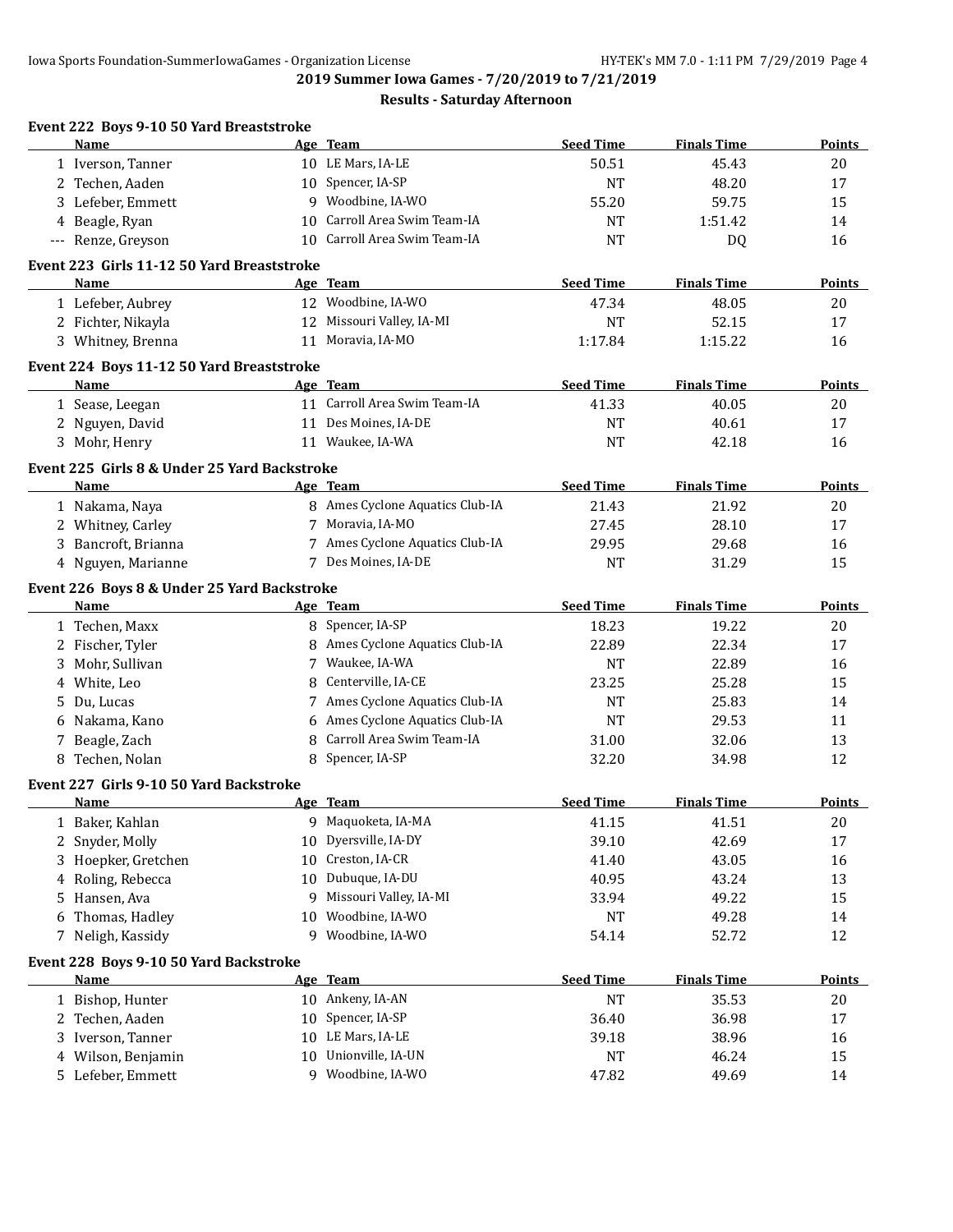## 2019 Summer Iowa Games - 7/20/2019 to 7/21/2019

### Results - Saturday Afternoon

**Event 222 Boys 9-10 50 Yard Breaststroke**

| | Name | Age | Team | Seed Time | Finals Time | Points |
|---|---|---|---|---|---|---|
| 1 | Iverson, Tanner | 10 | LE Mars, IA-LE | 50.51 | 45.43 | 20 |
| 2 | Techen, Aaden | 10 | Spencer, IA-SP | NT | 48.20 | 17 |
| 3 | Lefeber, Emmett | 9 | Woodbine, IA-WO | 55.20 | 59.75 | 15 |
| 4 | Beagle, Ryan | 10 | Carroll Area Swim Team-IA | NT | 1:51.42 | 14 |
| --- | Renze, Greyson | 10 | Carroll Area Swim Team-IA | NT | DQ | 16 |

**Event 223 Girls 11-12 50 Yard Breaststroke**

| | Name | Age | Team | Seed Time | Finals Time | Points |
|---|---|---|---|---|---|---|
| 1 | Lefeber, Aubrey | 12 | Woodbine, IA-WO | 47.34 | 48.05 | 20 |
| 2 | Fichter, Nikayla | 12 | Missouri Valley, IA-MI | NT | 52.15 | 17 |
| 3 | Whitney, Brenna | 11 | Moravia, IA-MO | 1:17.84 | 1:15.22 | 16 |

**Event 224 Boys 11-12 50 Yard Breaststroke**

| | Name | Age | Team | Seed Time | Finals Time | Points |
|---|---|---|---|---|---|---|
| 1 | Sease, Leegan | 11 | Carroll Area Swim Team-IA | 41.33 | 40.05 | 20 |
| 2 | Nguyen, David | 11 | Des Moines, IA-DE | NT | 40.61 | 17 |
| 3 | Mohr, Henry | 11 | Waukee, IA-WA | NT | 42.18 | 16 |

**Event 225 Girls 8 & Under 25 Yard Backstroke**

| | Name | Age | Team | Seed Time | Finals Time | Points |
|---|---|---|---|---|---|---|
| 1 | Nakama, Naya | 8 | Ames Cyclone Aquatics Club-IA | 21.43 | 21.92 | 20 |
| 2 | Whitney, Carley | 7 | Moravia, IA-MO | 27.45 | 28.10 | 17 |
| 3 | Bancroft, Brianna | 7 | Ames Cyclone Aquatics Club-IA | 29.95 | 29.68 | 16 |
| 4 | Nguyen, Marianne | 7 | Des Moines, IA-DE | NT | 31.29 | 15 |

**Event 226 Boys 8 & Under 25 Yard Backstroke**

| | Name | Age | Team | Seed Time | Finals Time | Points |
|---|---|---|---|---|---|---|
| 1 | Techen, Maxx | 8 | Spencer, IA-SP | 18.23 | 19.22 | 20 |
| 2 | Fischer, Tyler | 8 | Ames Cyclone Aquatics Club-IA | 22.89 | 22.34 | 17 |
| 3 | Mohr, Sullivan | 7 | Waukee, IA-WA | NT | 22.89 | 16 |
| 4 | White, Leo | 8 | Centerville, IA-CE | 23.25 | 25.28 | 15 |
| 5 | Du, Lucas | 7 | Ames Cyclone Aquatics Club-IA | NT | 25.83 | 14 |
| 6 | Nakama, Kano | 6 | Ames Cyclone Aquatics Club-IA | NT | 29.53 | 11 |
| 7 | Beagle, Zach | 8 | Carroll Area Swim Team-IA | 31.00 | 32.06 | 13 |
| 8 | Techen, Nolan | 8 | Spencer, IA-SP | 32.20 | 34.98 | 12 |

**Event 227 Girls 9-10 50 Yard Backstroke**

| | Name | Age | Team | Seed Time | Finals Time | Points |
|---|---|---|---|---|---|---|
| 1 | Baker, Kahlan | 9 | Maquoketa, IA-MA | 41.15 | 41.51 | 20 |
| 2 | Snyder, Molly | 10 | Dyersville, IA-DY | 39.10 | 42.69 | 17 |
| 3 | Hoepker, Gretchen | 10 | Creston, IA-CR | 41.40 | 43.05 | 16 |
| 4 | Roling, Rebecca | 10 | Dubuque, IA-DU | 40.95 | 43.24 | 13 |
| 5 | Hansen, Ava | 9 | Missouri Valley, IA-MI | 33.94 | 49.22 | 15 |
| 6 | Thomas, Hadley | 10 | Woodbine, IA-WO | NT | 49.28 | 14 |
| 7 | Neligh, Kassidy | 9 | Woodbine, IA-WO | 54.14 | 52.72 | 12 |

**Event 228 Boys 9-10 50 Yard Backstroke**

| | Name | Age | Team | Seed Time | Finals Time | Points |
|---|---|---|---|---|---|---|
| 1 | Bishop, Hunter | 10 | Ankeny, IA-AN | NT | 35.53 | 20 |
| 2 | Techen, Aaden | 10 | Spencer, IA-SP | 36.40 | 36.98 | 17 |
| 3 | Iverson, Tanner | 10 | LE Mars, IA-LE | 39.18 | 38.96 | 16 |
| 4 | Wilson, Benjamin | 10 | Unionville, IA-UN | NT | 46.24 | 15 |
| 5 | Lefeber, Emmett | 9 | Woodbine, IA-WO | 47.82 | 49.69 | 14 |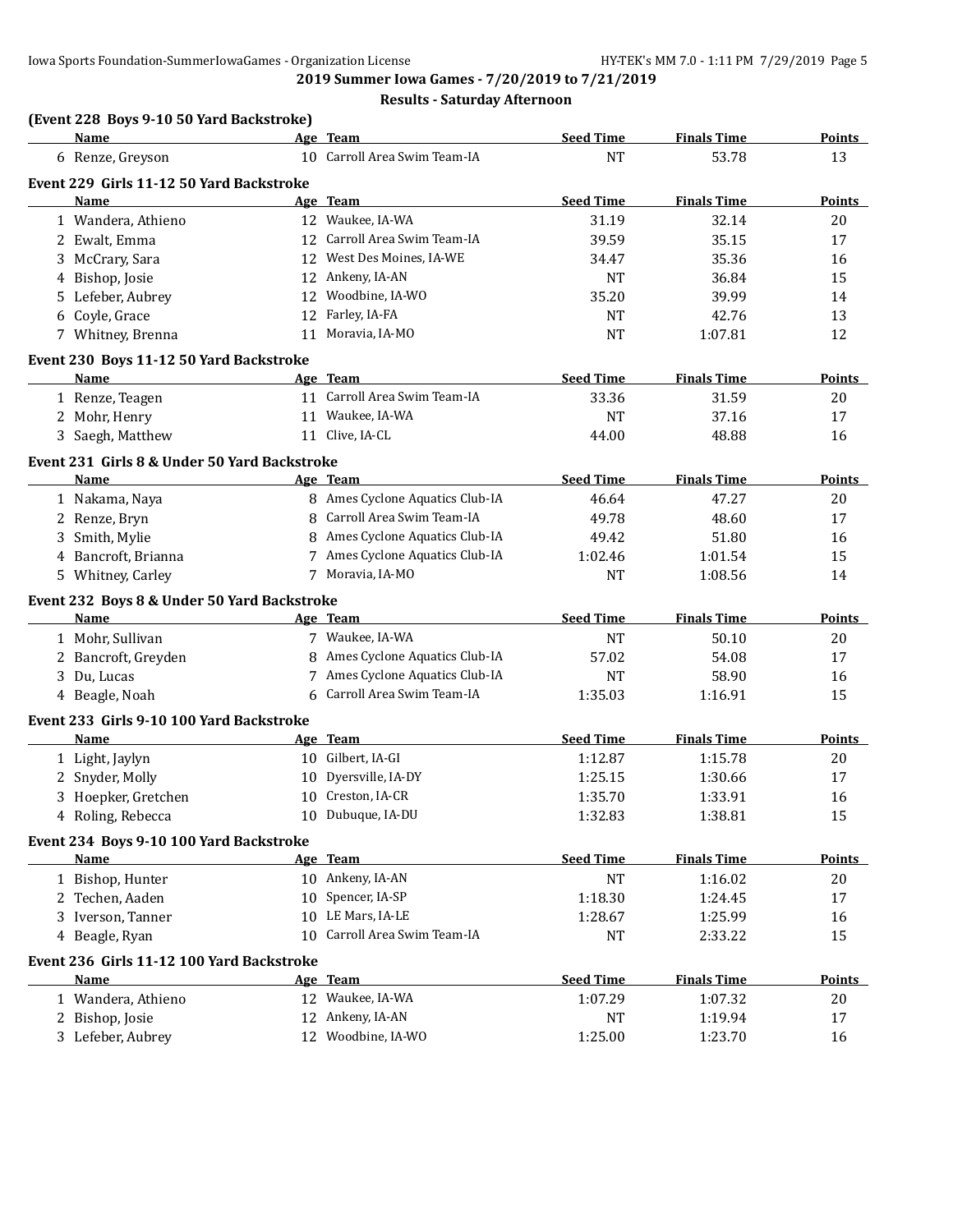## 2019 Summer Iowa Games - 7/20/2019 to 7/21/2019

### Results - Saturday Afternoon

### (Event 228 Boys 9-10 50 Yard Backstroke)

| | Name | Age | Team | Seed Time | Finals Time | Points |
|---|---|---|---|---|---|---|
| 6 | Renze, Greyson | 10 | Carroll Area Swim Team-IA | NT | 53.78 | 13 |

### Event 229 Girls 11-12 50 Yard Backstroke

| | Name | Age | Team | Seed Time | Finals Time | Points |
|---|---|---|---|---|---|---|
| 1 | Wandera, Athieno | 12 | Waukee, IA-WA | 31.19 | 32.14 | 20 |
| 2 | Ewalt, Emma | 12 | Carroll Area Swim Team-IA | 39.59 | 35.15 | 17 |
| 3 | McCrary, Sara | 12 | West Des Moines, IA-WE | 34.47 | 35.36 | 16 |
| 4 | Bishop, Josie | 12 | Ankeny, IA-AN | NT | 36.84 | 15 |
| 5 | Lefeber, Aubrey | 12 | Woodbine, IA-WO | 35.20 | 39.99 | 14 |
| 6 | Coyle, Grace | 12 | Farley, IA-FA | NT | 42.76 | 13 |
| 7 | Whitney, Brenna | 11 | Moravia, IA-MO | NT | 1:07.81 | 12 |

### Event 230 Boys 11-12 50 Yard Backstroke

| | Name | Age | Team | Seed Time | Finals Time | Points |
|---|---|---|---|---|---|---|
| 1 | Renze, Teagen | 11 | Carroll Area Swim Team-IA | 33.36 | 31.59 | 20 |
| 2 | Mohr, Henry | 11 | Waukee, IA-WA | NT | 37.16 | 17 |
| 3 | Saegh, Matthew | 11 | Clive, IA-CL | 44.00 | 48.88 | 16 |

### Event 231 Girls 8 & Under 50 Yard Backstroke

| | Name | Age | Team | Seed Time | Finals Time | Points |
|---|---|---|---|---|---|---|
| 1 | Nakama, Naya | 8 | Ames Cyclone Aquatics Club-IA | 46.64 | 47.27 | 20 |
| 2 | Renze, Bryn | 8 | Carroll Area Swim Team-IA | 49.78 | 48.60 | 17 |
| 3 | Smith, Mylie | 8 | Ames Cyclone Aquatics Club-IA | 49.42 | 51.80 | 16 |
| 4 | Bancroft, Brianna | 7 | Ames Cyclone Aquatics Club-IA | 1:02.46 | 1:01.54 | 15 |
| 5 | Whitney, Carley | 7 | Moravia, IA-MO | NT | 1:08.56 | 14 |

### Event 232 Boys 8 & Under 50 Yard Backstroke

| | Name | Age | Team | Seed Time | Finals Time | Points |
|---|---|---|---|---|---|---|
| 1 | Mohr, Sullivan | 7 | Waukee, IA-WA | NT | 50.10 | 20 |
| 2 | Bancroft, Greyden | 8 | Ames Cyclone Aquatics Club-IA | 57.02 | 54.08 | 17 |
| 3 | Du, Lucas | 7 | Ames Cyclone Aquatics Club-IA | NT | 58.90 | 16 |
| 4 | Beagle, Noah | 6 | Carroll Area Swim Team-IA | 1:35.03 | 1:16.91 | 15 |

### Event 233 Girls 9-10 100 Yard Backstroke

| | Name | Age | Team | Seed Time | Finals Time | Points |
|---|---|---|---|---|---|---|
| 1 | Light, Jaylyn | 10 | Gilbert, IA-GI | 1:12.87 | 1:15.78 | 20 |
| 2 | Snyder, Molly | 10 | Dyersville, IA-DY | 1:25.15 | 1:30.66 | 17 |
| 3 | Hoepker, Gretchen | 10 | Creston, IA-CR | 1:35.70 | 1:33.91 | 16 |
| 4 | Roling, Rebecca | 10 | Dubuque, IA-DU | 1:32.83 | 1:38.81 | 15 |

### Event 234 Boys 9-10 100 Yard Backstroke

| | Name | Age | Team | Seed Time | Finals Time | Points |
|---|---|---|---|---|---|---|
| 1 | Bishop, Hunter | 10 | Ankeny, IA-AN | NT | 1:16.02 | 20 |
| 2 | Techen, Aaden | 10 | Spencer, IA-SP | 1:18.30 | 1:24.45 | 17 |
| 3 | Iverson, Tanner | 10 | LE Mars, IA-LE | 1:28.67 | 1:25.99 | 16 |
| 4 | Beagle, Ryan | 10 | Carroll Area Swim Team-IA | NT | 2:33.22 | 15 |

### Event 236 Girls 11-12 100 Yard Backstroke

| | Name | Age | Team | Seed Time | Finals Time | Points |
|---|---|---|---|---|---|---|
| 1 | Wandera, Athieno | 12 | Waukee, IA-WA | 1:07.29 | 1:07.32 | 20 |
| 2 | Bishop, Josie | 12 | Ankeny, IA-AN | NT | 1:19.94 | 17 |
| 3 | Lefeber, Aubrey | 12 | Woodbine, IA-WO | 1:25.00 | 1:23.70 | 16 |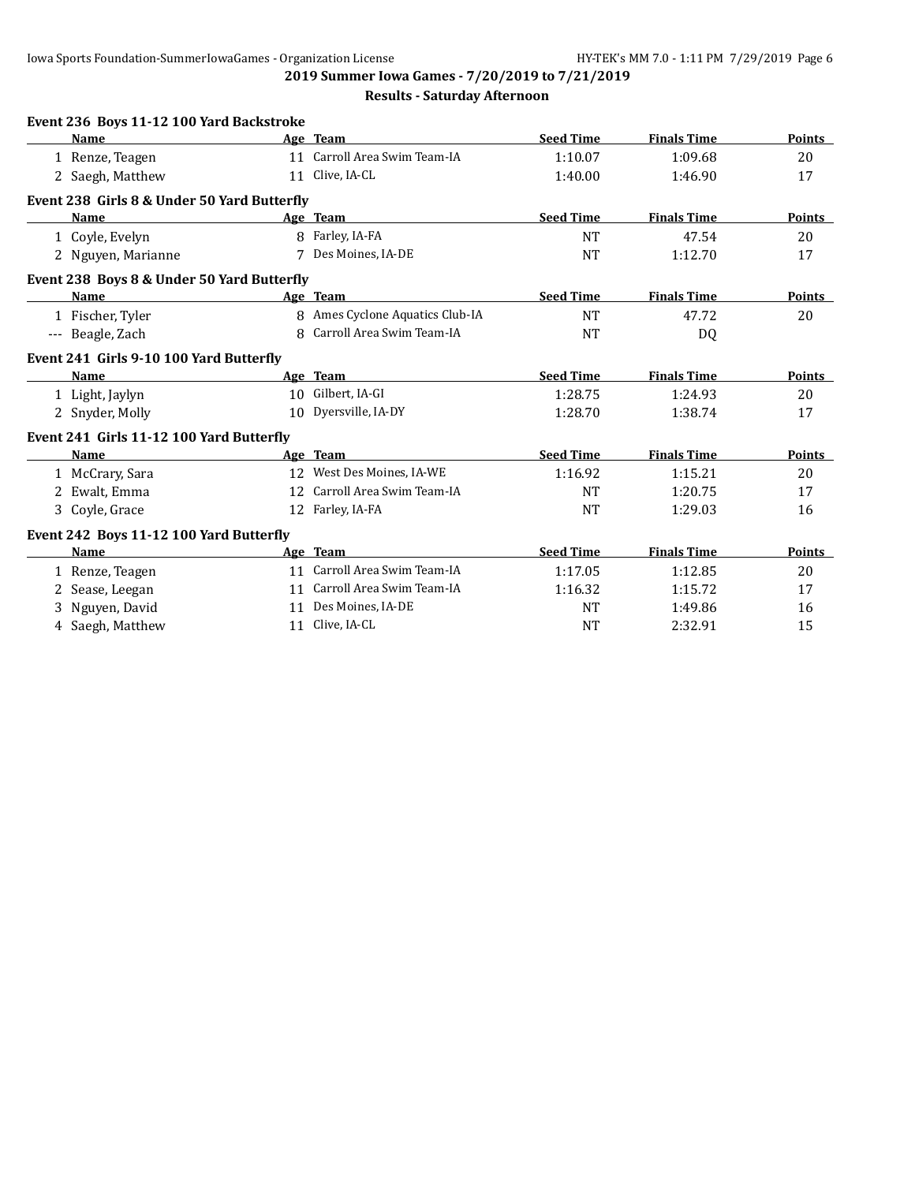## 2019 Summer Iowa Games - 7/20/2019 to 7/21/2019

### Results - Saturday Afternoon

**Event 236 Boys 11-12 100 Yard Backstroke**

| | Name | Age | Team | Seed Time | Finals Time | Points |
|---|---|---|---|---|---|---|
| 1 | Renze, Teagen | 11 | Carroll Area Swim Team-IA | 1:10.07 | 1:09.68 | 20 |
| 2 | Saegh, Matthew | 11 | Clive, IA-CL | 1:40.00 | 1:46.90 | 17 |

**Event 238 Girls 8 & Under 50 Yard Butterfly**

| | Name | Age | Team | Seed Time | Finals Time | Points |
|---|---|---|---|---|---|---|
| 1 | Coyle, Evelyn | 8 | Farley, IA-FA | NT | 47.54 | 20 |
| 2 | Nguyen, Marianne | 7 | Des Moines, IA-DE | NT | 1:12.70 | 17 |

**Event 238 Boys 8 & Under 50 Yard Butterfly**

| | Name | Age | Team | Seed Time | Finals Time | Points |
|---|---|---|---|---|---|---|
| 1 | Fischer, Tyler | 8 | Ames Cyclone Aquatics Club-IA | NT | 47.72 | 20 |
| --- | Beagle, Zach | 8 | Carroll Area Swim Team-IA | NT | DQ | |

**Event 241 Girls 9-10 100 Yard Butterfly**

| | Name | Age | Team | Seed Time | Finals Time | Points |
|---|---|---|---|---|---|---|
| 1 | Light, Jaylyn | 10 | Gilbert, IA-GI | 1:28.75 | 1:24.93 | 20 |
| 2 | Snyder, Molly | 10 | Dyersville, IA-DY | 1:28.70 | 1:38.74 | 17 |

**Event 241 Girls 11-12 100 Yard Butterfly**

| | Name | Age | Team | Seed Time | Finals Time | Points |
|---|---|---|---|---|---|---|
| 1 | McCrary, Sara | 12 | West Des Moines, IA-WE | 1:16.92 | 1:15.21 | 20 |
| 2 | Ewalt, Emma | 12 | Carroll Area Swim Team-IA | NT | 1:20.75 | 17 |
| 3 | Coyle, Grace | 12 | Farley, IA-FA | NT | 1:29.03 | 16 |

**Event 242 Boys 11-12 100 Yard Butterfly**

| | Name | Age | Team | Seed Time | Finals Time | Points |
|---|---|---|---|---|---|---|
| 1 | Renze, Teagen | 11 | Carroll Area Swim Team-IA | 1:17.05 | 1:12.85 | 20 |
| 2 | Sease, Leegan | 11 | Carroll Area Swim Team-IA | 1:16.32 | 1:15.72 | 17 |
| 3 | Nguyen, David | 11 | Des Moines, IA-DE | NT | 1:49.86 | 16 |
| 4 | Saegh, Matthew | 11 | Clive, IA-CL | NT | 2:32.91 | 15 |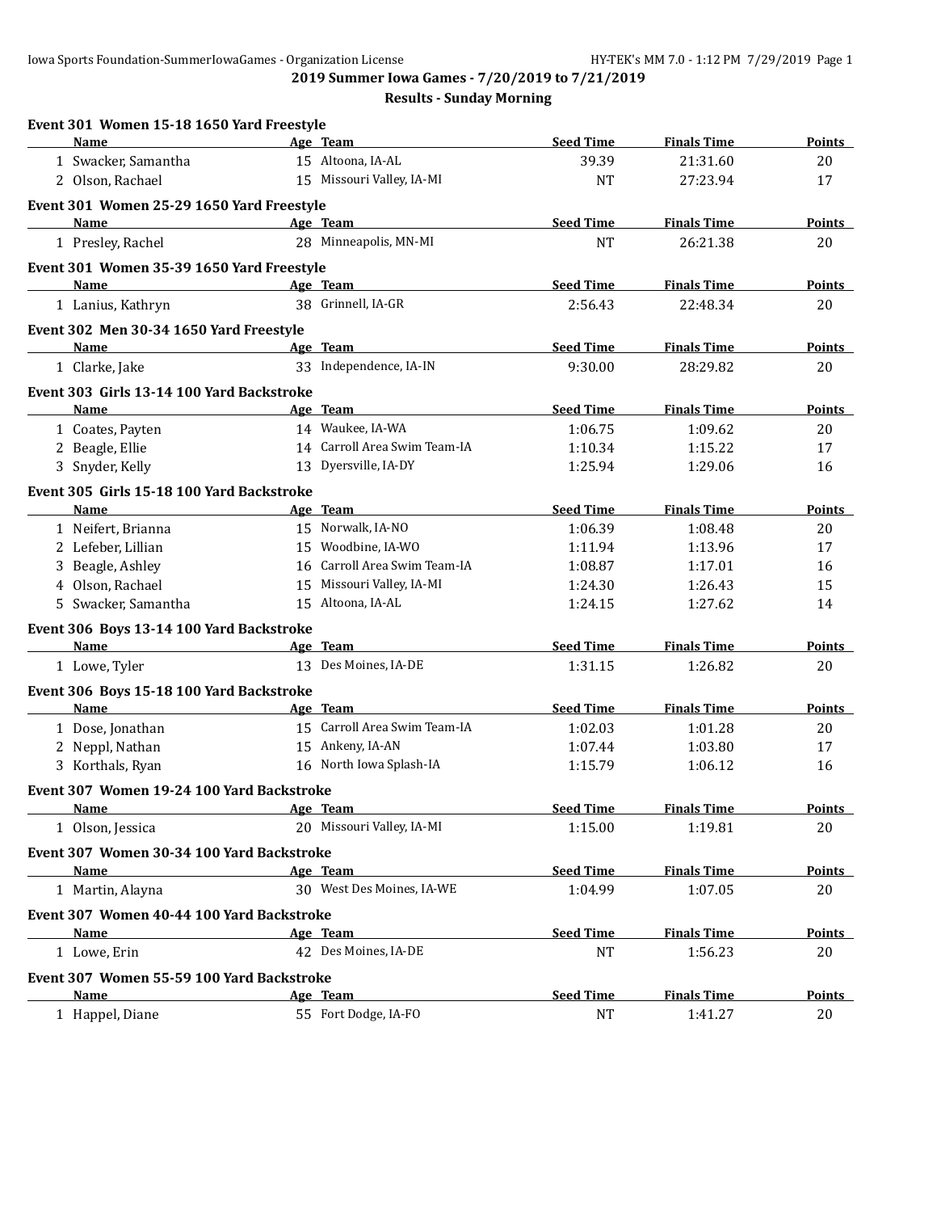## 2019 Summer Iowa Games - 7/20/2019 to 7/21/2019

### Results - Sunday Morning

**Event 301 Women 15-18 1650 Yard Freestyle**

| | Name | Age | Team | Seed Time | Finals Time | Points |
|---|---|---|---|---|---|---|
| 1 | Swacker, Samantha | 15 | Altoona, IA-AL | 39.39 | 21:31.60 | 20 |
| 2 | Olson, Rachael | 15 | Missouri Valley, IA-MI | NT | 27:23.94 | 17 |

**Event 301 Women 25-29 1650 Yard Freestyle**

| | Name | Age | Team | Seed Time | Finals Time | Points |
|---|---|---|---|---|---|---|
| 1 | Presley, Rachel | 28 | Minneapolis, MN-MI | NT | 26:21.38 | 20 |

**Event 301 Women 35-39 1650 Yard Freestyle**

| | Name | Age | Team | Seed Time | Finals Time | Points |
|---|---|---|---|---|---|---|
| 1 | Lanius, Kathryn | 38 | Grinnell, IA-GR | 2:56.43 | 22:48.34 | 20 |

**Event 302 Men 30-34 1650 Yard Freestyle**

| | Name | Age | Team | Seed Time | Finals Time | Points |
|---|---|---|---|---|---|---|
| 1 | Clarke, Jake | 33 | Independence, IA-IN | 9:30.00 | 28:29.82 | 20 |

**Event 303 Girls 13-14 100 Yard Backstroke**

| | Name | Age | Team | Seed Time | Finals Time | Points |
|---|---|---|---|---|---|---|
| 1 | Coates, Payten | 14 | Waukee, IA-WA | 1:06.75 | 1:09.62 | 20 |
| 2 | Beagle, Ellie | 14 | Carroll Area Swim Team-IA | 1:10.34 | 1:15.22 | 17 |
| 3 | Snyder, Kelly | 13 | Dyersville, IA-DY | 1:25.94 | 1:29.06 | 16 |

**Event 305 Girls 15-18 100 Yard Backstroke**

| | Name | Age | Team | Seed Time | Finals Time | Points |
|---|---|---|---|---|---|---|
| 1 | Neifert, Brianna | 15 | Norwalk, IA-NO | 1:06.39 | 1:08.48 | 20 |
| 2 | Lefeber, Lillian | 15 | Woodbine, IA-WO | 1:11.94 | 1:13.96 | 17 |
| 3 | Beagle, Ashley | 16 | Carroll Area Swim Team-IA | 1:08.87 | 1:17.01 | 16 |
| 4 | Olson, Rachael | 15 | Missouri Valley, IA-MI | 1:24.30 | 1:26.43 | 15 |
| 5 | Swacker, Samantha | 15 | Altoona, IA-AL | 1:24.15 | 1:27.62 | 14 |

**Event 306 Boys 13-14 100 Yard Backstroke**

| | Name | Age | Team | Seed Time | Finals Time | Points |
|---|---|---|---|---|---|---|
| 1 | Lowe, Tyler | 13 | Des Moines, IA-DE | 1:31.15 | 1:26.82 | 20 |

**Event 306 Boys 15-18 100 Yard Backstroke**

| | Name | Age | Team | Seed Time | Finals Time | Points |
|---|---|---|---|---|---|---|
| 1 | Dose, Jonathan | 15 | Carroll Area Swim Team-IA | 1:02.03 | 1:01.28 | 20 |
| 2 | Neppl, Nathan | 15 | Ankeny, IA-AN | 1:07.44 | 1:03.80 | 17 |
| 3 | Korthals, Ryan | 16 | North Iowa Splash-IA | 1:15.79 | 1:06.12 | 16 |

**Event 307 Women 19-24 100 Yard Backstroke**

| | Name | Age | Team | Seed Time | Finals Time | Points |
|---|---|---|---|---|---|---|
| 1 | Olson, Jessica | 20 | Missouri Valley, IA-MI | 1:15.00 | 1:19.81 | 20 |

**Event 307 Women 30-34 100 Yard Backstroke**

| | Name | Age | Team | Seed Time | Finals Time | Points |
|---|---|---|---|---|---|---|
| 1 | Martin, Alayna | 30 | West Des Moines, IA-WE | 1:04.99 | 1:07.05 | 20 |

**Event 307 Women 40-44 100 Yard Backstroke**

| | Name | Age | Team | Seed Time | Finals Time | Points |
|---|---|---|---|---|---|---|
| 1 | Lowe, Erin | 42 | Des Moines, IA-DE | NT | 1:56.23 | 20 |

**Event 307 Women 55-59 100 Yard Backstroke**

| | Name | Age | Team | Seed Time | Finals Time | Points |
|---|---|---|---|---|---|---|
| 1 | Happel, Diane | 55 | Fort Dodge, IA-FO | NT | 1:41.27 | 20 |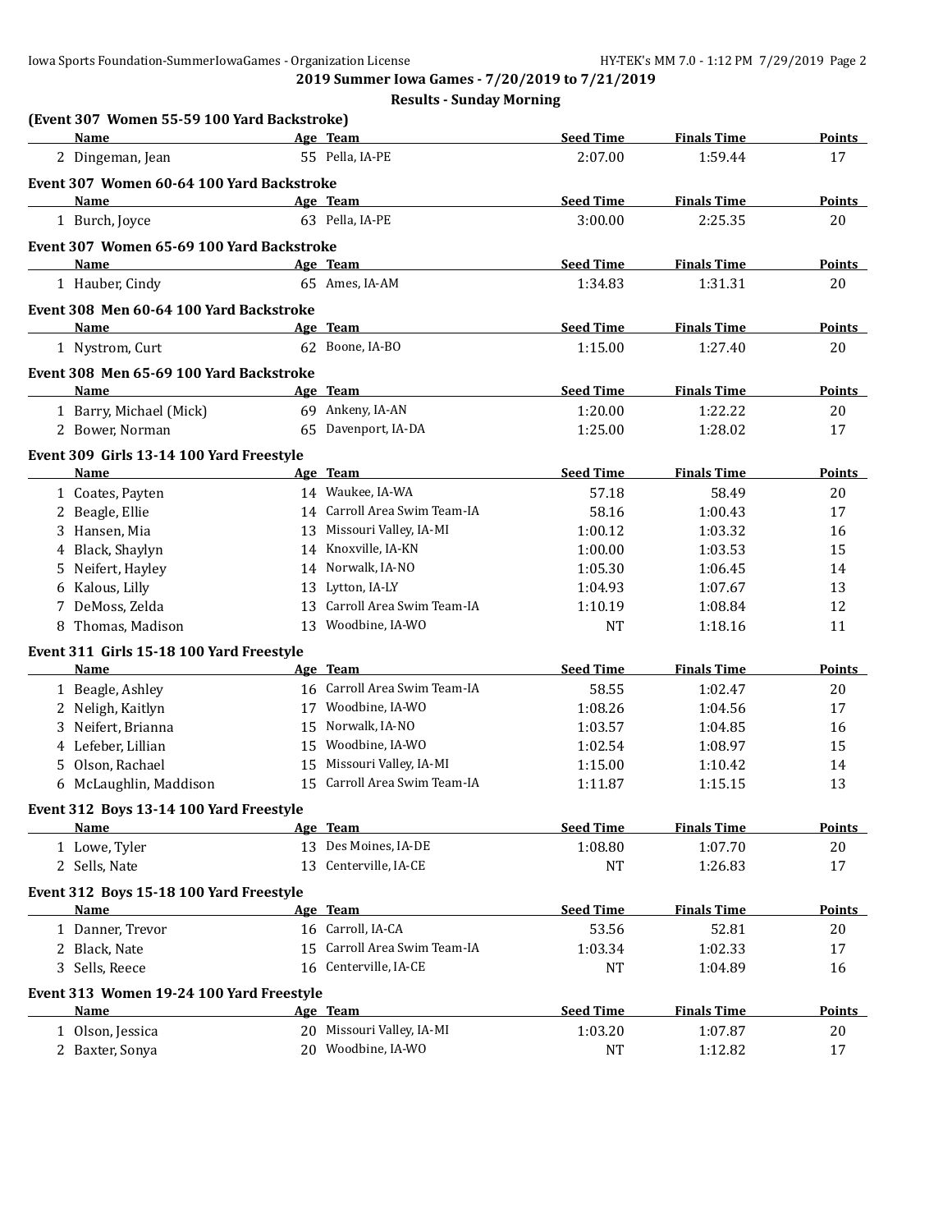## 2019 Summer Iowa Games - 7/20/2019 to 7/21/2019

### Results - Sunday Morning

**(Event 307 Women 55-59 100 Yard Backstroke)**

| | Name | Age | Team | Seed Time | Finals Time | Points |
|---|---|---|---|---|---|---|
| 2 | Dingeman, Jean | 55 | Pella, IA-PE | 2:07.00 | 1:59.44 | 17 |

**Event 307 Women 60-64 100 Yard Backstroke**

| | Name | Age | Team | Seed Time | Finals Time | Points |
|---|---|---|---|---|---|---|
| 1 | Burch, Joyce | 63 | Pella, IA-PE | 3:00.00 | 2:25.35 | 20 |

**Event 307 Women 65-69 100 Yard Backstroke**

| | Name | Age | Team | Seed Time | Finals Time | Points |
|---|---|---|---|---|---|---|
| 1 | Hauber, Cindy | 65 | Ames, IA-AM | 1:34.83 | 1:31.31 | 20 |

**Event 308 Men 60-64 100 Yard Backstroke**

| | Name | Age | Team | Seed Time | Finals Time | Points |
|---|---|---|---|---|---|---|
| 1 | Nystrom, Curt | 62 | Boone, IA-BO | 1:15.00 | 1:27.40 | 20 |

**Event 308 Men 65-69 100 Yard Backstroke**

| | Name | Age | Team | Seed Time | Finals Time | Points |
|---|---|---|---|---|---|---|
| 1 | Barry, Michael (Mick) | 69 | Ankeny, IA-AN | 1:20.00 | 1:22.22 | 20 |
| 2 | Bower, Norman | 65 | Davenport, IA-DA | 1:25.00 | 1:28.02 | 17 |

**Event 309 Girls 13-14 100 Yard Freestyle**

| | Name | Age | Team | Seed Time | Finals Time | Points |
|---|---|---|---|---|---|---|
| 1 | Coates, Payten | 14 | Waukee, IA-WA | 57.18 | 58.49 | 20 |
| 2 | Beagle, Ellie | 14 | Carroll Area Swim Team-IA | 58.16 | 1:00.43 | 17 |
| 3 | Hansen, Mia | 13 | Missouri Valley, IA-MI | 1:00.12 | 1:03.32 | 16 |
| 4 | Black, Shaylyn | 14 | Knoxville, IA-KN | 1:00.00 | 1:03.53 | 15 |
| 5 | Neifert, Hayley | 14 | Norwalk, IA-NO | 1:05.30 | 1:06.45 | 14 |
| 6 | Kalous, Lilly | 13 | Lytton, IA-LY | 1:04.93 | 1:07.67 | 13 |
| 7 | DeMoss, Zelda | 13 | Carroll Area Swim Team-IA | 1:10.19 | 1:08.84 | 12 |
| 8 | Thomas, Madison | 13 | Woodbine, IA-WO | NT | 1:18.16 | 11 |

**Event 311 Girls 15-18 100 Yard Freestyle**

| | Name | Age | Team | Seed Time | Finals Time | Points |
|---|---|---|---|---|---|---|
| 1 | Beagle, Ashley | 16 | Carroll Area Swim Team-IA | 58.55 | 1:02.47 | 20 |
| 2 | Neligh, Kaitlyn | 17 | Woodbine, IA-WO | 1:08.26 | 1:04.56 | 17 |
| 3 | Neifert, Brianna | 15 | Norwalk, IA-NO | 1:03.57 | 1:04.85 | 16 |
| 4 | Lefeber, Lillian | 15 | Woodbine, IA-WO | 1:02.54 | 1:08.97 | 15 |
| 5 | Olson, Rachael | 15 | Missouri Valley, IA-MI | 1:15.00 | 1:10.42 | 14 |
| 6 | McLaughlin, Maddison | 15 | Carroll Area Swim Team-IA | 1:11.87 | 1:15.15 | 13 |

**Event 312 Boys 13-14 100 Yard Freestyle**

| | Name | Age | Team | Seed Time | Finals Time | Points |
|---|---|---|---|---|---|---|
| 1 | Lowe, Tyler | 13 | Des Moines, IA-DE | 1:08.80 | 1:07.70 | 20 |
| 2 | Sells, Nate | 13 | Centerville, IA-CE | NT | 1:26.83 | 17 |

**Event 312 Boys 15-18 100 Yard Freestyle**

| | Name | Age | Team | Seed Time | Finals Time | Points |
|---|---|---|---|---|---|---|
| 1 | Danner, Trevor | 16 | Carroll, IA-CA | 53.56 | 52.81 | 20 |
| 2 | Black, Nate | 15 | Carroll Area Swim Team-IA | 1:03.34 | 1:02.33 | 17 |
| 3 | Sells, Reece | 16 | Centerville, IA-CE | NT | 1:04.89 | 16 |

**Event 313 Women 19-24 100 Yard Freestyle**

| | Name | Age | Team | Seed Time | Finals Time | Points |
|---|---|---|---|---|---|---|
| 1 | Olson, Jessica | 20 | Missouri Valley, IA-MI | 1:03.20 | 1:07.87 | 20 |
| 2 | Baxter, Sonya | 20 | Woodbine, IA-WO | NT | 1:12.82 | 17 |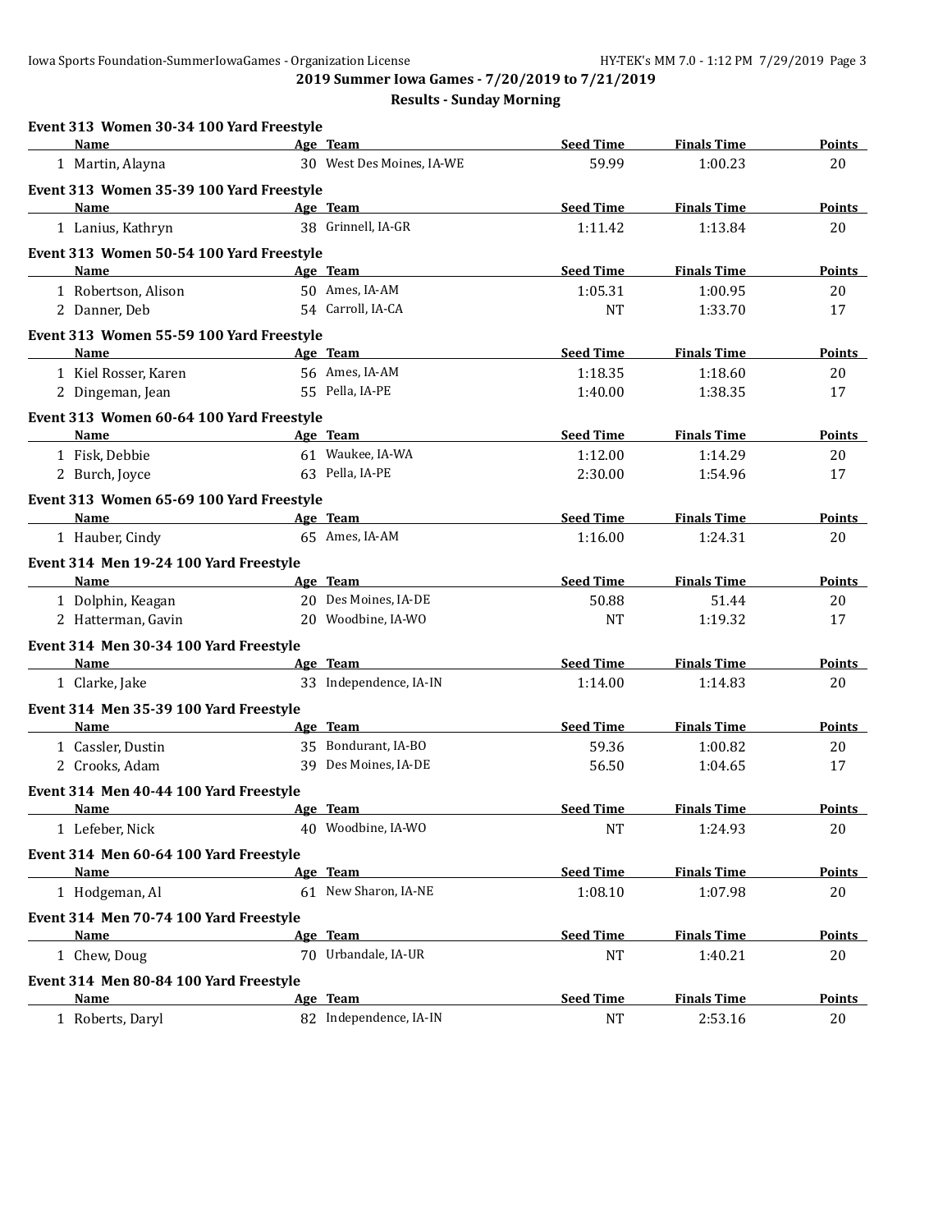**2019 Summer Iowa Games - 7/20/2019 to 7/21/2019**

**Results - Sunday Morning**

### Event 313 Women 30-34 100 Yard Freestyle

| Name | Age | Team | Seed Time | Finals Time | Points |
|---|---|---|---|---|---|
| 1 Martin, Alayna | 30 | West Des Moines, IA-WE | 59.99 | 1:00.23 | 20 |

### Event 313 Women 35-39 100 Yard Freestyle

| Name | Age | Team | Seed Time | Finals Time | Points |
|---|---|---|---|---|---|
| 1 Lanius, Kathryn | 38 | Grinnell, IA-GR | 1:11.42 | 1:13.84 | 20 |

### Event 313 Women 50-54 100 Yard Freestyle

| Name | Age | Team | Seed Time | Finals Time | Points |
|---|---|---|---|---|---|
| 1 Robertson, Alison | 50 | Ames, IA-AM | 1:05.31 | 1:00.95 | 20 |
| 2 Danner, Deb | 54 | Carroll, IA-CA | NT | 1:33.70 | 17 |

### Event 313 Women 55-59 100 Yard Freestyle

| Name | Age | Team | Seed Time | Finals Time | Points |
|---|---|---|---|---|---|
| 1 Kiel Rosser, Karen | 56 | Ames, IA-AM | 1:18.35 | 1:18.60 | 20 |
| 2 Dingeman, Jean | 55 | Pella, IA-PE | 1:40.00 | 1:38.35 | 17 |

### Event 313 Women 60-64 100 Yard Freestyle

| Name | Age | Team | Seed Time | Finals Time | Points |
|---|---|---|---|---|---|
| 1 Fisk, Debbie | 61 | Waukee, IA-WA | 1:12.00 | 1:14.29 | 20 |
| 2 Burch, Joyce | 63 | Pella, IA-PE | 2:30.00 | 1:54.96 | 17 |

### Event 313 Women 65-69 100 Yard Freestyle

| Name | Age | Team | Seed Time | Finals Time | Points |
|---|---|---|---|---|---|
| 1 Hauber, Cindy | 65 | Ames, IA-AM | 1:16.00 | 1:24.31 | 20 |

### Event 314 Men 19-24 100 Yard Freestyle

| Name | Age | Team | Seed Time | Finals Time | Points |
|---|---|---|---|---|---|
| 1 Dolphin, Keagan | 20 | Des Moines, IA-DE | 50.88 | 51.44 | 20 |
| 2 Hatterman, Gavin | 20 | Woodbine, IA-WO | NT | 1:19.32 | 17 |

### Event 314 Men 30-34 100 Yard Freestyle

| Name | Age | Team | Seed Time | Finals Time | Points |
|---|---|---|---|---|---|
| 1 Clarke, Jake | 33 | Independence, IA-IN | 1:14.00 | 1:14.83 | 20 |

### Event 314 Men 35-39 100 Yard Freestyle

| Name | Age | Team | Seed Time | Finals Time | Points |
|---|---|---|---|---|---|
| 1 Cassler, Dustin | 35 | Bondurant, IA-BO | 59.36 | 1:00.82 | 20 |
| 2 Crooks, Adam | 39 | Des Moines, IA-DE | 56.50 | 1:04.65 | 17 |

### Event 314 Men 40-44 100 Yard Freestyle

| Name | Age | Team | Seed Time | Finals Time | Points |
|---|---|---|---|---|---|
| 1 Lefeber, Nick | 40 | Woodbine, IA-WO | NT | 1:24.93 | 20 |

### Event 314 Men 60-64 100 Yard Freestyle

| Name | Age | Team | Seed Time | Finals Time | Points |
|---|---|---|---|---|---|
| 1 Hodgeman, Al | 61 | New Sharon, IA-NE | 1:08.10 | 1:07.98 | 20 |

### Event 314 Men 70-74 100 Yard Freestyle

| Name | Age | Team | Seed Time | Finals Time | Points |
|---|---|---|---|---|---|
| 1 Chew, Doug | 70 | Urbandale, IA-UR | NT | 1:40.21 | 20 |

### Event 314 Men 80-84 100 Yard Freestyle

| Name | Age | Team | Seed Time | Finals Time | Points |
|---|---|---|---|---|---|
| 1 Roberts, Daryl | 82 | Independence, IA-IN | NT | 2:53.16 | 20 |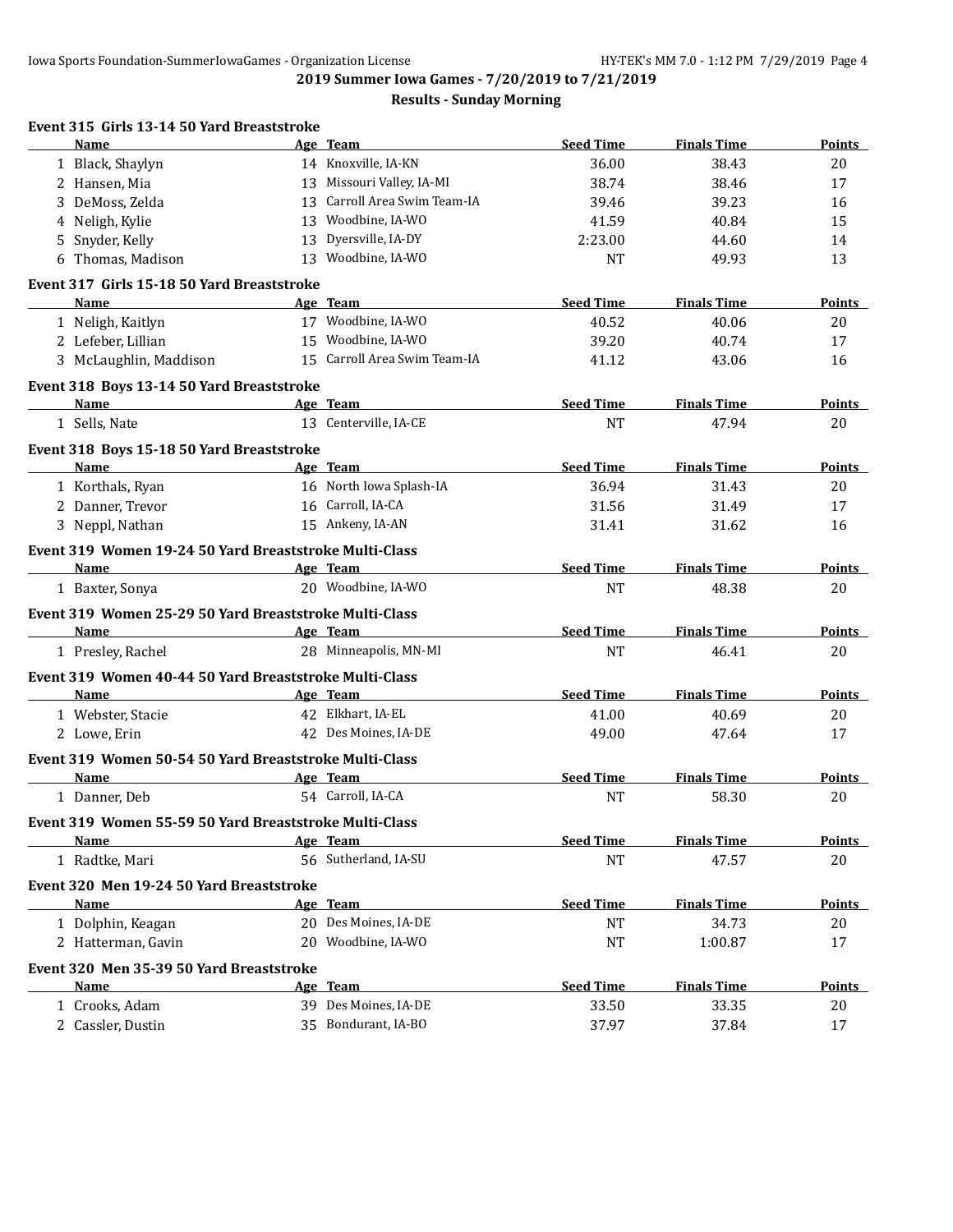## 2019 Summer Iowa Games - 7/20/2019 to 7/21/2019

### Results - Sunday Morning

#### Event 315 Girls 13-14 50 Yard Breaststroke

| | Name | Age | Team | Seed Time | Finals Time | Points |
|---|---|---|---|---|---|---|
| 1 | Black, Shaylyn | 14 | Knoxville, IA-KN | 36.00 | 38.43 | 20 |
| 2 | Hansen, Mia | 13 | Missouri Valley, IA-MI | 38.74 | 38.46 | 17 |
| 3 | DeMoss, Zelda | 13 | Carroll Area Swim Team-IA | 39.46 | 39.23 | 16 |
| 4 | Neligh, Kylie | 13 | Woodbine, IA-WO | 41.59 | 40.84 | 15 |
| 5 | Snyder, Kelly | 13 | Dyersville, IA-DY | 2:23.00 | 44.60 | 14 |
| 6 | Thomas, Madison | 13 | Woodbine, IA-WO | NT | 49.93 | 13 |

#### Event 317 Girls 15-18 50 Yard Breaststroke

| | Name | Age | Team | Seed Time | Finals Time | Points |
|---|---|---|---|---|---|---|
| 1 | Neligh, Kaitlyn | 17 | Woodbine, IA-WO | 40.52 | 40.06 | 20 |
| 2 | Lefeber, Lillian | 15 | Woodbine, IA-WO | 39.20 | 40.74 | 17 |
| 3 | McLaughlin, Maddison | 15 | Carroll Area Swim Team-IA | 41.12 | 43.06 | 16 |

#### Event 318 Boys 13-14 50 Yard Breaststroke

| | Name | Age | Team | Seed Time | Finals Time | Points |
|---|---|---|---|---|---|---|
| 1 | Sells, Nate | 13 | Centerville, IA-CE | NT | 47.94 | 20 |

#### Event 318 Boys 15-18 50 Yard Breaststroke

| | Name | Age | Team | Seed Time | Finals Time | Points |
|---|---|---|---|---|---|---|
| 1 | Korthals, Ryan | 16 | North Iowa Splash-IA | 36.94 | 31.43 | 20 |
| 2 | Danner, Trevor | 16 | Carroll, IA-CA | 31.56 | 31.49 | 17 |
| 3 | Neppl, Nathan | 15 | Ankeny, IA-AN | 31.41 | 31.62 | 16 |

#### Event 319 Women 19-24 50 Yard Breaststroke Multi-Class

| | Name | Age | Team | Seed Time | Finals Time | Points |
|---|---|---|---|---|---|---|
| 1 | Baxter, Sonya | 20 | Woodbine, IA-WO | NT | 48.38 | 20 |

#### Event 319 Women 25-29 50 Yard Breaststroke Multi-Class

| | Name | Age | Team | Seed Time | Finals Time | Points |
|---|---|---|---|---|---|---|
| 1 | Presley, Rachel | 28 | Minneapolis, MN-MI | NT | 46.41 | 20 |

#### Event 319 Women 40-44 50 Yard Breaststroke Multi-Class

| | Name | Age | Team | Seed Time | Finals Time | Points |
|---|---|---|---|---|---|---|
| 1 | Webster, Stacie | 42 | Elkhart, IA-EL | 41.00 | 40.69 | 20 |
| 2 | Lowe, Erin | 42 | Des Moines, IA-DE | 49.00 | 47.64 | 17 |

#### Event 319 Women 50-54 50 Yard Breaststroke Multi-Class

| | Name | Age | Team | Seed Time | Finals Time | Points |
|---|---|---|---|---|---|---|
| 1 | Danner, Deb | 54 | Carroll, IA-CA | NT | 58.30 | 20 |

#### Event 319 Women 55-59 50 Yard Breaststroke Multi-Class

| | Name | Age | Team | Seed Time | Finals Time | Points |
|---|---|---|---|---|---|---|
| 1 | Radtke, Mari | 56 | Sutherland, IA-SU | NT | 47.57 | 20 |

#### Event 320 Men 19-24 50 Yard Breaststroke

| | Name | Age | Team | Seed Time | Finals Time | Points |
|---|---|---|---|---|---|---|
| 1 | Dolphin, Keagan | 20 | Des Moines, IA-DE | NT | 34.73 | 20 |
| 2 | Hatterman, Gavin | 20 | Woodbine, IA-WO | NT | 1:00.87 | 17 |

#### Event 320 Men 35-39 50 Yard Breaststroke

| | Name | Age | Team | Seed Time | Finals Time | Points |
|---|---|---|---|---|---|---|
| 1 | Crooks, Adam | 39 | Des Moines, IA-DE | 33.50 | 33.35 | 20 |
| 2 | Cassler, Dustin | 35 | Bondurant, IA-BO | 37.97 | 37.84 | 17 |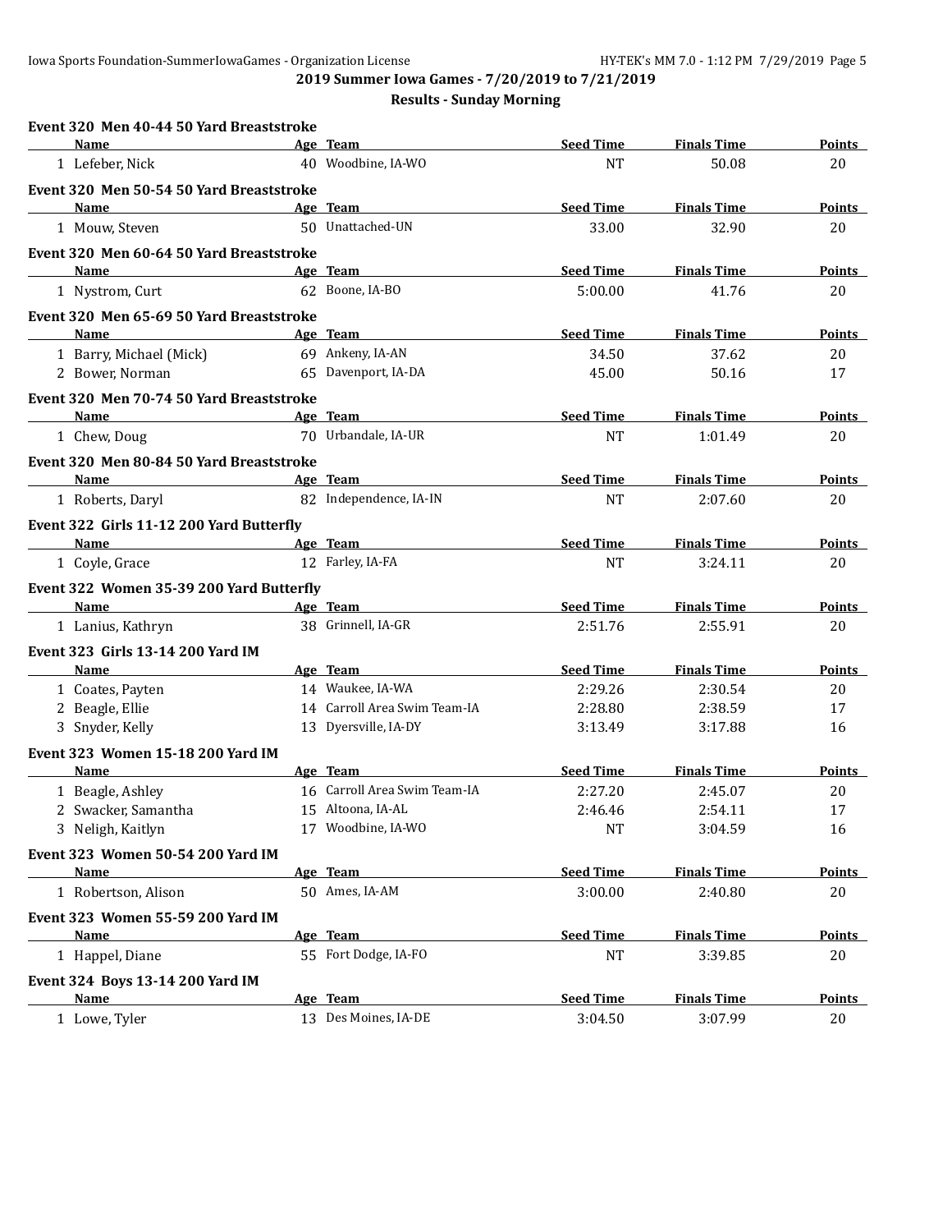## 2019 Summer Iowa Games - 7/20/2019 to 7/21/2019

### Results - Sunday Morning

**Event 320 Men 40-44 50 Yard Breaststroke**

| | Name | Age | Team | Seed Time | Finals Time | Points |
|---|---|---|---|---|---|---|
| 1 | Lefeber, Nick | 40 | Woodbine, IA-WO | NT | 50.08 | 20 |

**Event 320 Men 50-54 50 Yard Breaststroke**

| | Name | Age | Team | Seed Time | Finals Time | Points |
|---|---|---|---|---|---|---|
| 1 | Mouw, Steven | 50 | Unattached-UN | 33.00 | 32.90 | 20 |

**Event 320 Men 60-64 50 Yard Breaststroke**

| | Name | Age | Team | Seed Time | Finals Time | Points |
|---|---|---|---|---|---|---|
| 1 | Nystrom, Curt | 62 | Boone, IA-BO | 5:00.00 | 41.76 | 20 |

**Event 320 Men 65-69 50 Yard Breaststroke**

| | Name | Age | Team | Seed Time | Finals Time | Points |
|---|---|---|---|---|---|---|
| 1 | Barry, Michael (Mick) | 69 | Ankeny, IA-AN | 34.50 | 37.62 | 20 |
| 2 | Bower, Norman | 65 | Davenport, IA-DA | 45.00 | 50.16 | 17 |

**Event 320 Men 70-74 50 Yard Breaststroke**

| | Name | Age | Team | Seed Time | Finals Time | Points |
|---|---|---|---|---|---|---|
| 1 | Chew, Doug | 70 | Urbandale, IA-UR | NT | 1:01.49 | 20 |

**Event 320 Men 80-84 50 Yard Breaststroke**

| | Name | Age | Team | Seed Time | Finals Time | Points |
|---|---|---|---|---|---|---|
| 1 | Roberts, Daryl | 82 | Independence, IA-IN | NT | 2:07.60 | 20 |

**Event 322 Girls 11-12 200 Yard Butterfly**

| | Name | Age | Team | Seed Time | Finals Time | Points |
|---|---|---|---|---|---|---|
| 1 | Coyle, Grace | 12 | Farley, IA-FA | NT | 3:24.11 | 20 |

**Event 322 Women 35-39 200 Yard Butterfly**

| | Name | Age | Team | Seed Time | Finals Time | Points |
|---|---|---|---|---|---|---|
| 1 | Lanius, Kathryn | 38 | Grinnell, IA-GR | 2:51.76 | 2:55.91 | 20 |

**Event 323 Girls 13-14 200 Yard IM**

| | Name | Age | Team | Seed Time | Finals Time | Points |
|---|---|---|---|---|---|---|
| 1 | Coates, Payten | 14 | Waukee, IA-WA | 2:29.26 | 2:30.54 | 20 |
| 2 | Beagle, Ellie | 14 | Carroll Area Swim Team-IA | 2:28.80 | 2:38.59 | 17 |
| 3 | Snyder, Kelly | 13 | Dyersville, IA-DY | 3:13.49 | 3:17.88 | 16 |

**Event 323 Women 15-18 200 Yard IM**

| | Name | Age | Team | Seed Time | Finals Time | Points |
|---|---|---|---|---|---|---|
| 1 | Beagle, Ashley | 16 | Carroll Area Swim Team-IA | 2:27.20 | 2:45.07 | 20 |
| 2 | Swacker, Samantha | 15 | Altoona, IA-AL | 2:46.46 | 2:54.11 | 17 |
| 3 | Neligh, Kaitlyn | 17 | Woodbine, IA-WO | NT | 3:04.59 | 16 |

**Event 323 Women 50-54 200 Yard IM**

| | Name | Age | Team | Seed Time | Finals Time | Points |
|---|---|---|---|---|---|---|
| 1 | Robertson, Alison | 50 | Ames, IA-AM | 3:00.00 | 2:40.80 | 20 |

**Event 323 Women 55-59 200 Yard IM**

| | Name | Age | Team | Seed Time | Finals Time | Points |
|---|---|---|---|---|---|---|
| 1 | Happel, Diane | 55 | Fort Dodge, IA-FO | NT | 3:39.85 | 20 |

**Event 324 Boys 13-14 200 Yard IM**

| | Name | Age | Team | Seed Time | Finals Time | Points |
|---|---|---|---|---|---|---|
| 1 | Lowe, Tyler | 13 | Des Moines, IA-DE | 3:04.50 | 3:07.99 | 20 |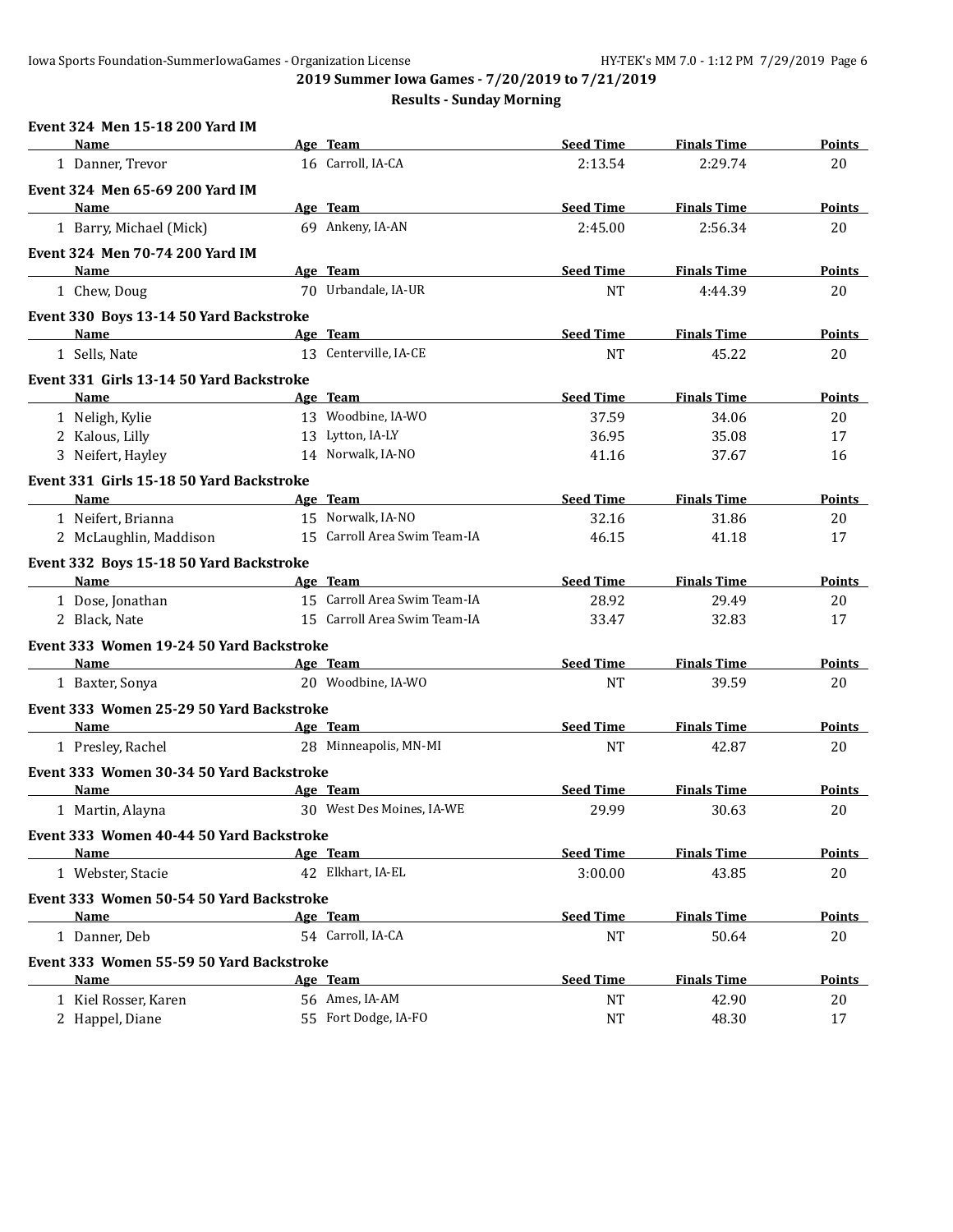**2019 Summer Iowa Games - 7/20/2019 to 7/21/2019**

**Results - Sunday Morning**

### Event 324 Men 15-18 200 Yard IM

| | Name | Age | Team | Seed Time | Finals Time | Points |
|---|---|---|---|---|---|---|
| 1 | Danner, Trevor | 16 | Carroll, IA-CA | 2:13.54 | 2:29.74 | 20 |

### Event 324 Men 65-69 200 Yard IM

| | Name | Age | Team | Seed Time | Finals Time | Points |
|---|---|---|---|---|---|---|
| 1 | Barry, Michael (Mick) | 69 | Ankeny, IA-AN | 2:45.00 | 2:56.34 | 20 |

### Event 324 Men 70-74 200 Yard IM

| | Name | Age | Team | Seed Time | Finals Time | Points |
|---|---|---|---|---|---|---|
| 1 | Chew, Doug | 70 | Urbandale, IA-UR | NT | 4:44.39 | 20 |

### Event 330 Boys 13-14 50 Yard Backstroke

| | Name | Age | Team | Seed Time | Finals Time | Points |
|---|---|---|---|---|---|---|
| 1 | Sells, Nate | 13 | Centerville, IA-CE | NT | 45.22 | 20 |

### Event 331 Girls 13-14 50 Yard Backstroke

| | Name | Age | Team | Seed Time | Finals Time | Points |
|---|---|---|---|---|---|---|
| 1 | Neligh, Kylie | 13 | Woodbine, IA-WO | 37.59 | 34.06 | 20 |
| 2 | Kalous, Lilly | 13 | Lytton, IA-LY | 36.95 | 35.08 | 17 |
| 3 | Neifert, Hayley | 14 | Norwalk, IA-NO | 41.16 | 37.67 | 16 |

### Event 331 Girls 15-18 50 Yard Backstroke

| | Name | Age | Team | Seed Time | Finals Time | Points |
|---|---|---|---|---|---|---|
| 1 | Neifert, Brianna | 15 | Norwalk, IA-NO | 32.16 | 31.86 | 20 |
| 2 | McLaughlin, Maddison | 15 | Carroll Area Swim Team-IA | 46.15 | 41.18 | 17 |

### Event 332 Boys 15-18 50 Yard Backstroke

| | Name | Age | Team | Seed Time | Finals Time | Points |
|---|---|---|---|---|---|---|
| 1 | Dose, Jonathan | 15 | Carroll Area Swim Team-IA | 28.92 | 29.49 | 20 |
| 2 | Black, Nate | 15 | Carroll Area Swim Team-IA | 33.47 | 32.83 | 17 |

### Event 333 Women 19-24 50 Yard Backstroke

| | Name | Age | Team | Seed Time | Finals Time | Points |
|---|---|---|---|---|---|---|
| 1 | Baxter, Sonya | 20 | Woodbine, IA-WO | NT | 39.59 | 20 |

### Event 333 Women 25-29 50 Yard Backstroke

| | Name | Age | Team | Seed Time | Finals Time | Points |
|---|---|---|---|---|---|---|
| 1 | Presley, Rachel | 28 | Minneapolis, MN-MI | NT | 42.87 | 20 |

### Event 333 Women 30-34 50 Yard Backstroke

| | Name | Age | Team | Seed Time | Finals Time | Points |
|---|---|---|---|---|---|---|
| 1 | Martin, Alayna | 30 | West Des Moines, IA-WE | 29.99 | 30.63 | 20 |

### Event 333 Women 40-44 50 Yard Backstroke

| | Name | Age | Team | Seed Time | Finals Time | Points |
|---|---|---|---|---|---|---|
| 1 | Webster, Stacie | 42 | Elkhart, IA-EL | 3:00.00 | 43.85 | 20 |

### Event 333 Women 50-54 50 Yard Backstroke

| | Name | Age | Team | Seed Time | Finals Time | Points |
|---|---|---|---|---|---|---|
| 1 | Danner, Deb | 54 | Carroll, IA-CA | NT | 50.64 | 20 |

### Event 333 Women 55-59 50 Yard Backstroke

| | Name | Age | Team | Seed Time | Finals Time | Points |
|---|---|---|---|---|---|---|
| 1 | Kiel Rosser, Karen | 56 | Ames, IA-AM | NT | 42.90 | 20 |
| 2 | Happel, Diane | 55 | Fort Dodge, IA-FO | NT | 48.30 | 17 |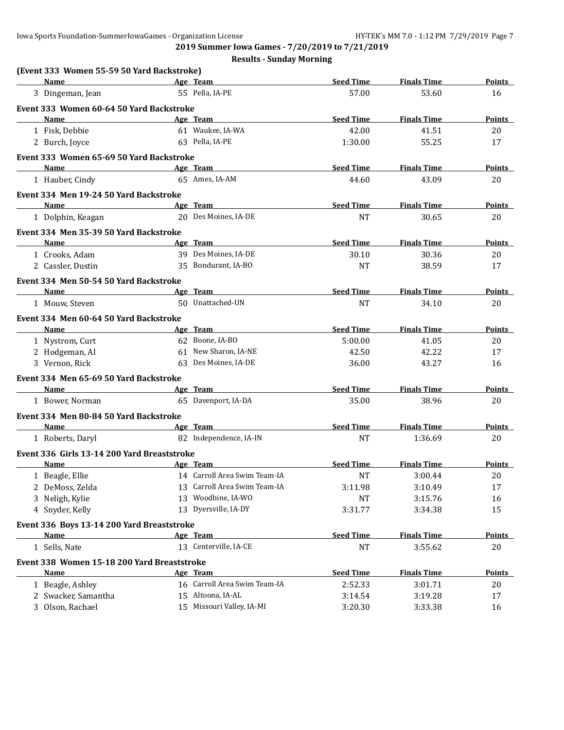## 2019 Summer Iowa Games - 7/20/2019 to 7/21/2019

### Results - Sunday Morning

**(Event 333 Women 55-59 50 Yard Backstroke)**

| | Name | Age | Team | Seed Time | Finals Time | Points |
|---|---|---|---|---|---|---|
| 3 | Dingeman, Jean | 55 | Pella, IA-PE | 57.00 | 53.60 | 16 |

**Event 333 Women 60-64 50 Yard Backstroke**

| | Name | Age | Team | Seed Time | Finals Time | Points |
|---|---|---|---|---|---|---|
| 1 | Fisk, Debbie | 61 | Waukee, IA-WA | 42.00 | 41.51 | 20 |
| 2 | Burch, Joyce | 63 | Pella, IA-PE | 1:30.00 | 55.25 | 17 |

**Event 333 Women 65-69 50 Yard Backstroke**

| | Name | Age | Team | Seed Time | Finals Time | Points |
|---|---|---|---|---|---|---|
| 1 | Hauber, Cindy | 65 | Ames, IA-AM | 44.60 | 43.09 | 20 |

**Event 334 Men 19-24 50 Yard Backstroke**

| | Name | Age | Team | Seed Time | Finals Time | Points |
|---|---|---|---|---|---|---|
| 1 | Dolphin, Keagan | 20 | Des Moines, IA-DE | NT | 30.65 | 20 |

**Event 334 Men 35-39 50 Yard Backstroke**

| | Name | Age | Team | Seed Time | Finals Time | Points |
|---|---|---|---|---|---|---|
| 1 | Crooks, Adam | 39 | Des Moines, IA-DE | 30.10 | 30.36 | 20 |
| 2 | Cassler, Dustin | 35 | Bondurant, IA-BO | NT | 38.59 | 17 |

**Event 334 Men 50-54 50 Yard Backstroke**

| | Name | Age | Team | Seed Time | Finals Time | Points |
|---|---|---|---|---|---|---|
| 1 | Mouw, Steven | 50 | Unattached-UN | NT | 34.10 | 20 |

**Event 334 Men 60-64 50 Yard Backstroke**

| | Name | Age | Team | Seed Time | Finals Time | Points |
|---|---|---|---|---|---|---|
| 1 | Nystrom, Curt | 62 | Boone, IA-BO | 5:00.00 | 41.05 | 20 |
| 2 | Hodgeman, Al | 61 | New Sharon, IA-NE | 42.50 | 42.22 | 17 |
| 3 | Vernon, Rick | 63 | Des Moines, IA-DE | 36.00 | 43.27 | 16 |

**Event 334 Men 65-69 50 Yard Backstroke**

| | Name | Age | Team | Seed Time | Finals Time | Points |
|---|---|---|---|---|---|---|
| 1 | Bower, Norman | 65 | Davenport, IA-DA | 35.00 | 38.96 | 20 |

**Event 334 Men 80-84 50 Yard Backstroke**

| | Name | Age | Team | Seed Time | Finals Time | Points |
|---|---|---|---|---|---|---|
| 1 | Roberts, Daryl | 82 | Independence, IA-IN | NT | 1:36.69 | 20 |

**Event 336 Girls 13-14 200 Yard Breaststroke**

| | Name | Age | Team | Seed Time | Finals Time | Points |
|---|---|---|---|---|---|---|
| 1 | Beagle, Ellie | 14 | Carroll Area Swim Team-IA | NT | 3:00.44 | 20 |
| 2 | DeMoss, Zelda | 13 | Carroll Area Swim Team-IA | 3:11.98 | 3:10.49 | 17 |
| 3 | Neligh, Kylie | 13 | Woodbine, IA-WO | NT | 3:15.76 | 16 |
| 4 | Snyder, Kelly | 13 | Dyersville, IA-DY | 3:31.77 | 3:34.38 | 15 |

**Event 336 Boys 13-14 200 Yard Breaststroke**

| | Name | Age | Team | Seed Time | Finals Time | Points |
|---|---|---|---|---|---|---|
| 1 | Sells, Nate | 13 | Centerville, IA-CE | NT | 3:55.62 | 20 |

**Event 338 Women 15-18 200 Yard Breaststroke**

| | Name | Age | Team | Seed Time | Finals Time | Points |
|---|---|---|---|---|---|---|
| 1 | Beagle, Ashley | 16 | Carroll Area Swim Team-IA | 2:52.33 | 3:01.71 | 20 |
| 2 | Swacker, Samantha | 15 | Altoona, IA-AL | 3:14.54 | 3:19.28 | 17 |
| 3 | Olson, Rachael | 15 | Missouri Valley, IA-MI | 3:20.30 | 3:33.38 | 16 |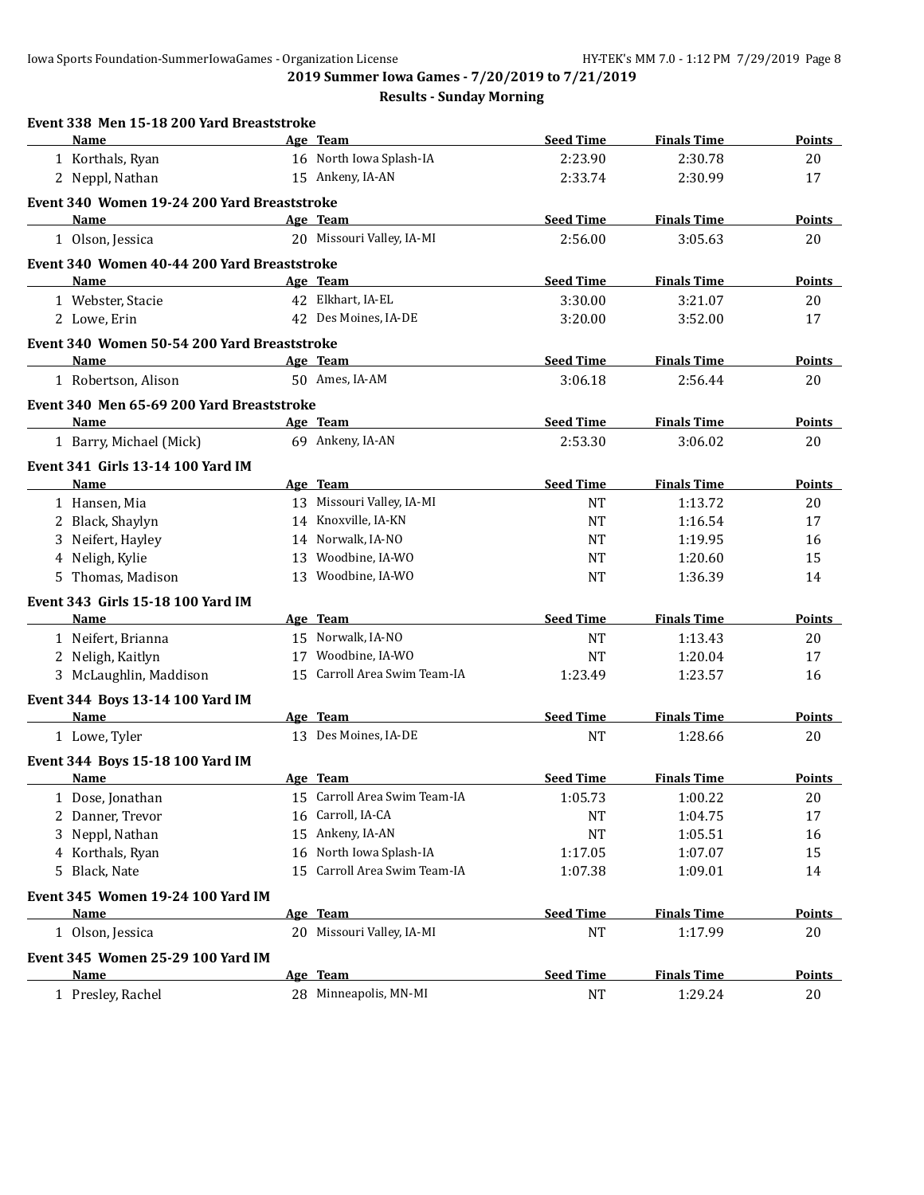**2019 Summer Iowa Games - 7/20/2019 to 7/21/2019**

**Results - Sunday Morning**

### Event 338 Men 15-18 200 Yard Breaststroke

| | Name | Age | Team | Seed Time | Finals Time | Points |
|---|---|---|---|---|---|---|
| 1 | Korthals, Ryan | 16 | North Iowa Splash-IA | 2:23.90 | 2:30.78 | 20 |
| 2 | Neppl, Nathan | 15 | Ankeny, IA-AN | 2:33.74 | 2:30.99 | 17 |

### Event 340 Women 19-24 200 Yard Breaststroke

| | Name | Age | Team | Seed Time | Finals Time | Points |
|---|---|---|---|---|---|---|
| 1 | Olson, Jessica | 20 | Missouri Valley, IA-MI | 2:56.00 | 3:05.63 | 20 |

### Event 340 Women 40-44 200 Yard Breaststroke

| | Name | Age | Team | Seed Time | Finals Time | Points |
|---|---|---|---|---|---|---|
| 1 | Webster, Stacie | 42 | Elkhart, IA-EL | 3:30.00 | 3:21.07 | 20 |
| 2 | Lowe, Erin | 42 | Des Moines, IA-DE | 3:20.00 | 3:52.00 | 17 |

### Event 340 Women 50-54 200 Yard Breaststroke

| | Name | Age | Team | Seed Time | Finals Time | Points |
|---|---|---|---|---|---|---|
| 1 | Robertson, Alison | 50 | Ames, IA-AM | 3:06.18 | 2:56.44 | 20 |

### Event 340 Men 65-69 200 Yard Breaststroke

| | Name | Age | Team | Seed Time | Finals Time | Points |
|---|---|---|---|---|---|---|
| 1 | Barry, Michael (Mick) | 69 | Ankeny, IA-AN | 2:53.30 | 3:06.02 | 20 |

### Event 341 Girls 13-14 100 Yard IM

| | Name | Age | Team | Seed Time | Finals Time | Points |
|---|---|---|---|---|---|---|
| 1 | Hansen, Mia | 13 | Missouri Valley, IA-MI | NT | 1:13.72 | 20 |
| 2 | Black, Shaylyn | 14 | Knoxville, IA-KN | NT | 1:16.54 | 17 |
| 3 | Neifert, Hayley | 14 | Norwalk, IA-NO | NT | 1:19.95 | 16 |
| 4 | Neligh, Kylie | 13 | Woodbine, IA-WO | NT | 1:20.60 | 15 |
| 5 | Thomas, Madison | 13 | Woodbine, IA-WO | NT | 1:36.39 | 14 |

### Event 343 Girls 15-18 100 Yard IM

| | Name | Age | Team | Seed Time | Finals Time | Points |
|---|---|---|---|---|---|---|
| 1 | Neifert, Brianna | 15 | Norwalk, IA-NO | NT | 1:13.43 | 20 |
| 2 | Neligh, Kaitlyn | 17 | Woodbine, IA-WO | NT | 1:20.04 | 17 |
| 3 | McLaughlin, Maddison | 15 | Carroll Area Swim Team-IA | 1:23.49 | 1:23.57 | 16 |

### Event 344 Boys 13-14 100 Yard IM

| | Name | Age | Team | Seed Time | Finals Time | Points |
|---|---|---|---|---|---|---|
| 1 | Lowe, Tyler | 13 | Des Moines, IA-DE | NT | 1:28.66 | 20 |

### Event 344 Boys 15-18 100 Yard IM

| | Name | Age | Team | Seed Time | Finals Time | Points |
|---|---|---|---|---|---|---|
| 1 | Dose, Jonathan | 15 | Carroll Area Swim Team-IA | 1:05.73 | 1:00.22 | 20 |
| 2 | Danner, Trevor | 16 | Carroll, IA-CA | NT | 1:04.75 | 17 |
| 3 | Neppl, Nathan | 15 | Ankeny, IA-AN | NT | 1:05.51 | 16 |
| 4 | Korthals, Ryan | 16 | North Iowa Splash-IA | 1:17.05 | 1:07.07 | 15 |
| 5 | Black, Nate | 15 | Carroll Area Swim Team-IA | 1:07.38 | 1:09.01 | 14 |

### Event 345 Women 19-24 100 Yard IM

| | Name | Age | Team | Seed Time | Finals Time | Points |
|---|---|---|---|---|---|---|
| 1 | Olson, Jessica | 20 | Missouri Valley, IA-MI | NT | 1:17.99 | 20 |

### Event 345 Women 25-29 100 Yard IM

| | Name | Age | Team | Seed Time | Finals Time | Points |
|---|---|---|---|---|---|---|
| 1 | Presley, Rachel | 28 | Minneapolis, MN-MI | NT | 1:29.24 | 20 |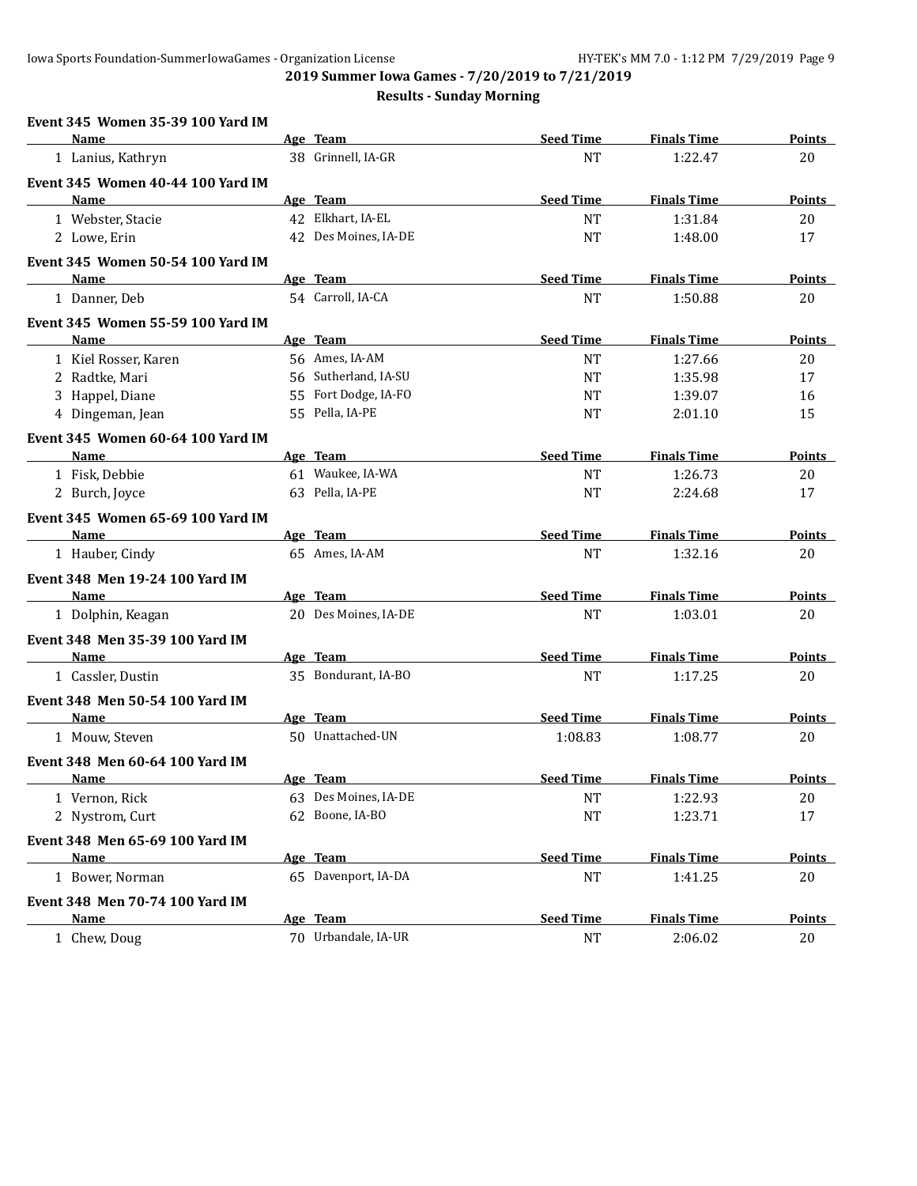## 2019 Summer Iowa Games - 7/20/2019 to 7/21/2019

### Results - Sunday Morning

**Event 345 Women 35-39 100 Yard IM**

| | Name | Age | Team | Seed Time | Finals Time | Points |
|---|---|---|---|---|---|---|
| 1 | Lanius, Kathryn | 38 | Grinnell, IA-GR | NT | 1:22.47 | 20 |

**Event 345 Women 40-44 100 Yard IM**

| | Name | Age | Team | Seed Time | Finals Time | Points |
|---|---|---|---|---|---|---|
| 1 | Webster, Stacie | 42 | Elkhart, IA-EL | NT | 1:31.84 | 20 |
| 2 | Lowe, Erin | 42 | Des Moines, IA-DE | NT | 1:48.00 | 17 |

**Event 345 Women 50-54 100 Yard IM**

| | Name | Age | Team | Seed Time | Finals Time | Points |
|---|---|---|---|---|---|---|
| 1 | Danner, Deb | 54 | Carroll, IA-CA | NT | 1:50.88 | 20 |

**Event 345 Women 55-59 100 Yard IM**

| | Name | Age | Team | Seed Time | Finals Time | Points |
|---|---|---|---|---|---|---|
| 1 | Kiel Rosser, Karen | 56 | Ames, IA-AM | NT | 1:27.66 | 20 |
| 2 | Radtke, Mari | 56 | Sutherland, IA-SU | NT | 1:35.98 | 17 |
| 3 | Happel, Diane | 55 | Fort Dodge, IA-FO | NT | 1:39.07 | 16 |
| 4 | Dingeman, Jean | 55 | Pella, IA-PE | NT | 2:01.10 | 15 |

**Event 345 Women 60-64 100 Yard IM**

| | Name | Age | Team | Seed Time | Finals Time | Points |
|---|---|---|---|---|---|---|
| 1 | Fisk, Debbie | 61 | Waukee, IA-WA | NT | 1:26.73 | 20 |
| 2 | Burch, Joyce | 63 | Pella, IA-PE | NT | 2:24.68 | 17 |

**Event 345 Women 65-69 100 Yard IM**

| | Name | Age | Team | Seed Time | Finals Time | Points |
|---|---|---|---|---|---|---|
| 1 | Hauber, Cindy | 65 | Ames, IA-AM | NT | 1:32.16 | 20 |

**Event 348 Men 19-24 100 Yard IM**

| | Name | Age | Team | Seed Time | Finals Time | Points |
|---|---|---|---|---|---|---|
| 1 | Dolphin, Keagan | 20 | Des Moines, IA-DE | NT | 1:03.01 | 20 |

**Event 348 Men 35-39 100 Yard IM**

| | Name | Age | Team | Seed Time | Finals Time | Points |
|---|---|---|---|---|---|---|
| 1 | Cassler, Dustin | 35 | Bondurant, IA-BO | NT | 1:17.25 | 20 |

**Event 348 Men 50-54 100 Yard IM**

| | Name | Age | Team | Seed Time | Finals Time | Points |
|---|---|---|---|---|---|---|
| 1 | Mouw, Steven | 50 | Unattached-UN | 1:08.83 | 1:08.77 | 20 |

**Event 348 Men 60-64 100 Yard IM**

| | Name | Age | Team | Seed Time | Finals Time | Points |
|---|---|---|---|---|---|---|
| 1 | Vernon, Rick | 63 | Des Moines, IA-DE | NT | 1:22.93 | 20 |
| 2 | Nystrom, Curt | 62 | Boone, IA-BO | NT | 1:23.71 | 17 |

**Event 348 Men 65-69 100 Yard IM**

| | Name | Age | Team | Seed Time | Finals Time | Points |
|---|---|---|---|---|---|---|
| 1 | Bower, Norman | 65 | Davenport, IA-DA | NT | 1:41.25 | 20 |

**Event 348 Men 70-74 100 Yard IM**

| | Name | Age | Team | Seed Time | Finals Time | Points |
|---|---|---|---|---|---|---|
| 1 | Chew, Doug | 70 | Urbandale, IA-UR | NT | 2:06.02 | 20 |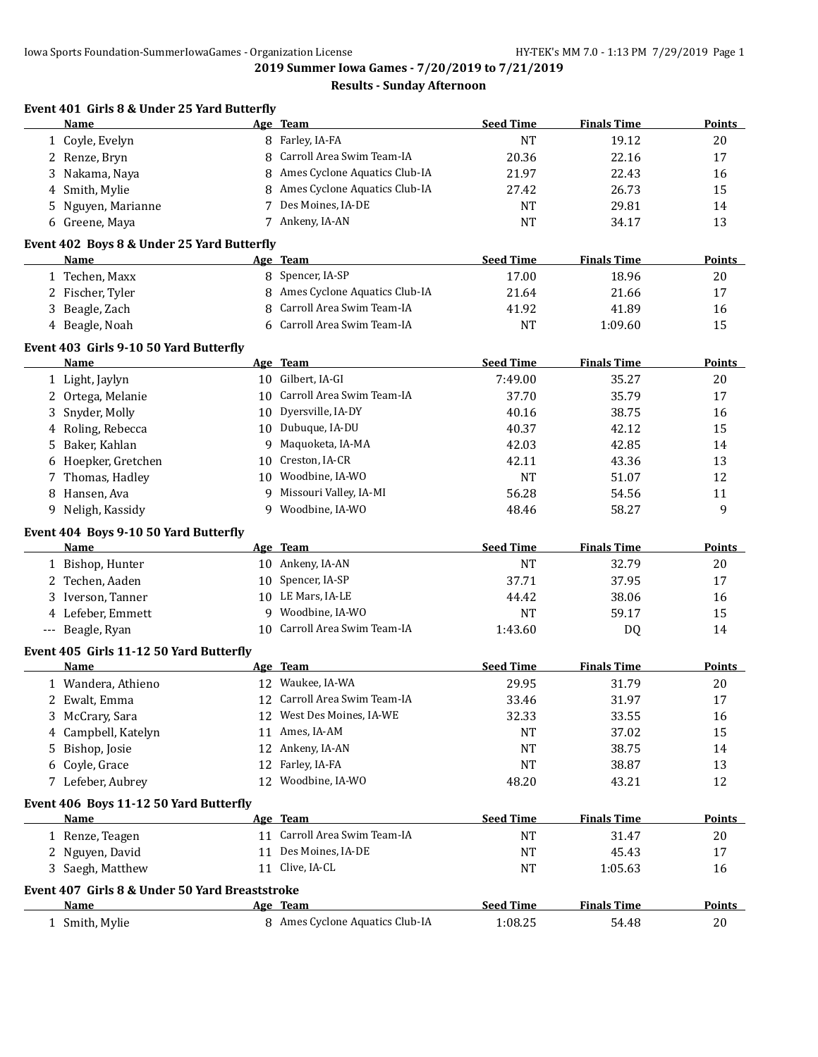## 2019 Summer Iowa Games - 7/20/2019 to 7/21/2019

### Results - Sunday Afternoon

#### Event 401 Girls 8 & Under 25 Yard Butterfly

| | Name | Age | Team | Seed Time | Finals Time | Points |
|---|---|---|---|---|---|---|
| 1 | Coyle, Evelyn | 8 | Farley, IA-FA | NT | 19.12 | 20 |
| 2 | Renze, Bryn | 8 | Carroll Area Swim Team-IA | 20.36 | 22.16 | 17 |
| 3 | Nakama, Naya | 8 | Ames Cyclone Aquatics Club-IA | 21.97 | 22.43 | 16 |
| 4 | Smith, Mylie | 8 | Ames Cyclone Aquatics Club-IA | 27.42 | 26.73 | 15 |
| 5 | Nguyen, Marianne | 7 | Des Moines, IA-DE | NT | 29.81 | 14 |
| 6 | Greene, Maya | 7 | Ankeny, IA-AN | NT | 34.17 | 13 |

#### Event 402 Boys 8 & Under 25 Yard Butterfly

| | Name | Age | Team | Seed Time | Finals Time | Points |
|---|---|---|---|---|---|---|
| 1 | Techen, Maxx | 8 | Spencer, IA-SP | 17.00 | 18.96 | 20 |
| 2 | Fischer, Tyler | 8 | Ames Cyclone Aquatics Club-IA | 21.64 | 21.66 | 17 |
| 3 | Beagle, Zach | 8 | Carroll Area Swim Team-IA | 41.92 | 41.89 | 16 |
| 4 | Beagle, Noah | 6 | Carroll Area Swim Team-IA | NT | 1:09.60 | 15 |

#### Event 403 Girls 9-10 50 Yard Butterfly

| | Name | Age | Team | Seed Time | Finals Time | Points |
|---|---|---|---|---|---|---|
| 1 | Light, Jaylyn | 10 | Gilbert, IA-GI | 7:49.00 | 35.27 | 20 |
| 2 | Ortega, Melanie | 10 | Carroll Area Swim Team-IA | 37.70 | 35.79 | 17 |
| 3 | Snyder, Molly | 10 | Dyersville, IA-DY | 40.16 | 38.75 | 16 |
| 4 | Roling, Rebecca | 10 | Dubuque, IA-DU | 40.37 | 42.12 | 15 |
| 5 | Baker, Kahlan | 9 | Maquoketa, IA-MA | 42.03 | 42.85 | 14 |
| 6 | Hoepker, Gretchen | 10 | Creston, IA-CR | 42.11 | 43.36 | 13 |
| 7 | Thomas, Hadley | 10 | Woodbine, IA-WO | NT | 51.07 | 12 |
| 8 | Hansen, Ava | 9 | Missouri Valley, IA-MI | 56.28 | 54.56 | 11 |
| 9 | Neligh, Kassidy | 9 | Woodbine, IA-WO | 48.46 | 58.27 | 9 |

#### Event 404 Boys 9-10 50 Yard Butterfly

| | Name | Age | Team | Seed Time | Finals Time | Points |
|---|---|---|---|---|---|---|
| 1 | Bishop, Hunter | 10 | Ankeny, IA-AN | NT | 32.79 | 20 |
| 2 | Techen, Aaden | 10 | Spencer, IA-SP | 37.71 | 37.95 | 17 |
| 3 | Iverson, Tanner | 10 | LE Mars, IA-LE | 44.42 | 38.06 | 16 |
| 4 | Lefeber, Emmett | 9 | Woodbine, IA-WO | NT | 59.17 | 15 |
| --- | Beagle, Ryan | 10 | Carroll Area Swim Team-IA | 1:43.60 | DQ | 14 |

#### Event 405 Girls 11-12 50 Yard Butterfly

| | Name | Age | Team | Seed Time | Finals Time | Points |
|---|---|---|---|---|---|---|
| 1 | Wandera, Athieno | 12 | Waukee, IA-WA | 29.95 | 31.79 | 20 |
| 2 | Ewalt, Emma | 12 | Carroll Area Swim Team-IA | 33.46 | 31.97 | 17 |
| 3 | McCrary, Sara | 12 | West Des Moines, IA-WE | 32.33 | 33.55 | 16 |
| 4 | Campbell, Katelyn | 11 | Ames, IA-AM | NT | 37.02 | 15 |
| 5 | Bishop, Josie | 12 | Ankeny, IA-AN | NT | 38.75 | 14 |
| 6 | Coyle, Grace | 12 | Farley, IA-FA | NT | 38.87 | 13 |
| 7 | Lefeber, Aubrey | 12 | Woodbine, IA-WO | 48.20 | 43.21 | 12 |

#### Event 406 Boys 11-12 50 Yard Butterfly

| | Name | Age | Team | Seed Time | Finals Time | Points |
|---|---|---|---|---|---|---|
| 1 | Renze, Teagen | 11 | Carroll Area Swim Team-IA | NT | 31.47 | 20 |
| 2 | Nguyen, David | 11 | Des Moines, IA-DE | NT | 45.43 | 17 |
| 3 | Saegh, Matthew | 11 | Clive, IA-CL | NT | 1:05.63 | 16 |

#### Event 407 Girls 8 & Under 50 Yard Breaststroke

| | Name | Age | Team | Seed Time | Finals Time | Points |
|---|---|---|---|---|---|---|
| 1 | Smith, Mylie | 8 | Ames Cyclone Aquatics Club-IA | 1:08.25 | 54.48 | 20 |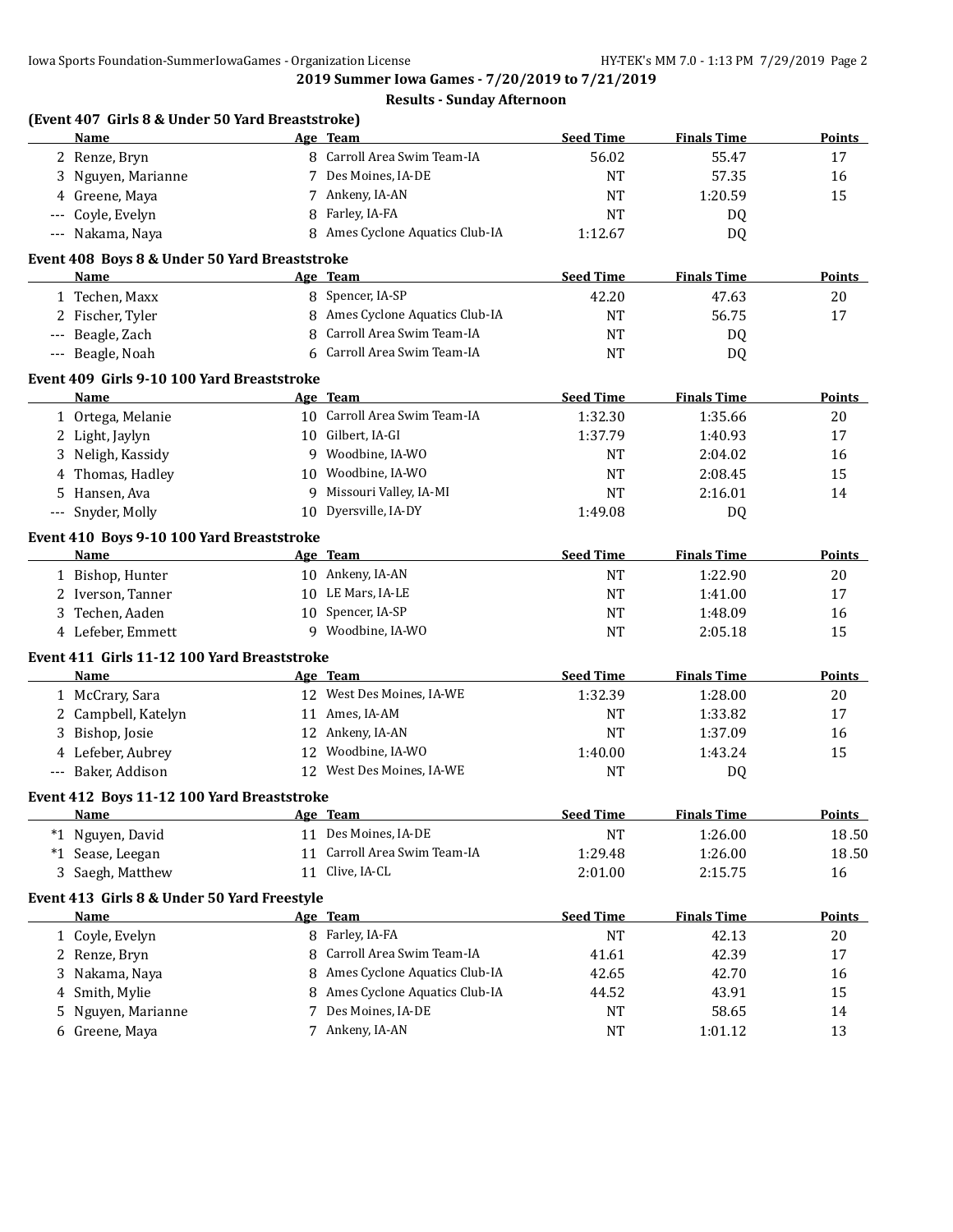## 2019 Summer Iowa Games - 7/20/2019 to 7/21/2019

### Results - Sunday Afternoon

**(Event 407 Girls 8 & Under 50 Yard Breaststroke)**

| | Name | Age | Team | Seed Time | Finals Time | Points |
|---|---|---|---|---|---|---|
| 2 | Renze, Bryn | 8 | Carroll Area Swim Team-IA | 56.02 | 55.47 | 17 |
| 3 | Nguyen, Marianne | 7 | Des Moines, IA-DE | NT | 57.35 | 16 |
| 4 | Greene, Maya | 7 | Ankeny, IA-AN | NT | 1:20.59 | 15 |
| --- | Coyle, Evelyn | 8 | Farley, IA-FA | NT | DQ | |
| --- | Nakama, Naya | 8 | Ames Cyclone Aquatics Club-IA | 1:12.67 | DQ | |

**Event 408 Boys 8 & Under 50 Yard Breaststroke**

| | Name | Age | Team | Seed Time | Finals Time | Points |
|---|---|---|---|---|---|---|
| 1 | Techen, Maxx | 8 | Spencer, IA-SP | 42.20 | 47.63 | 20 |
| 2 | Fischer, Tyler | 8 | Ames Cyclone Aquatics Club-IA | NT | 56.75 | 17 |
| --- | Beagle, Zach | 8 | Carroll Area Swim Team-IA | NT | DQ | |
| --- | Beagle, Noah | 6 | Carroll Area Swim Team-IA | NT | DQ | |

**Event 409 Girls 9-10 100 Yard Breaststroke**

| | Name | Age | Team | Seed Time | Finals Time | Points |
|---|---|---|---|---|---|---|
| 1 | Ortega, Melanie | 10 | Carroll Area Swim Team-IA | 1:32.30 | 1:35.66 | 20 |
| 2 | Light, Jaylyn | 10 | Gilbert, IA-GI | 1:37.79 | 1:40.93 | 17 |
| 3 | Neligh, Kassidy | 9 | Woodbine, IA-WO | NT | 2:04.02 | 16 |
| 4 | Thomas, Hadley | 10 | Woodbine, IA-WO | NT | 2:08.45 | 15 |
| 5 | Hansen, Ava | 9 | Missouri Valley, IA-MI | NT | 2:16.01 | 14 |
| --- | Snyder, Molly | 10 | Dyersville, IA-DY | 1:49.08 | DQ | |

**Event 410 Boys 9-10 100 Yard Breaststroke**

| | Name | Age | Team | Seed Time | Finals Time | Points |
|---|---|---|---|---|---|---|
| 1 | Bishop, Hunter | 10 | Ankeny, IA-AN | NT | 1:22.90 | 20 |
| 2 | Iverson, Tanner | 10 | LE Mars, IA-LE | NT | 1:41.00 | 17 |
| 3 | Techen, Aaden | 10 | Spencer, IA-SP | NT | 1:48.09 | 16 |
| 4 | Lefeber, Emmett | 9 | Woodbine, IA-WO | NT | 2:05.18 | 15 |

**Event 411 Girls 11-12 100 Yard Breaststroke**

| | Name | Age | Team | Seed Time | Finals Time | Points |
|---|---|---|---|---|---|---|
| 1 | McCrary, Sara | 12 | West Des Moines, IA-WE | 1:32.39 | 1:28.00 | 20 |
| 2 | Campbell, Katelyn | 11 | Ames, IA-AM | NT | 1:33.82 | 17 |
| 3 | Bishop, Josie | 12 | Ankeny, IA-AN | NT | 1:37.09 | 16 |
| 4 | Lefeber, Aubrey | 12 | Woodbine, IA-WO | 1:40.00 | 1:43.24 | 15 |
| --- | Baker, Addison | 12 | West Des Moines, IA-WE | NT | DQ | |

**Event 412 Boys 11-12 100 Yard Breaststroke**

| | Name | Age | Team | Seed Time | Finals Time | Points |
|---|---|---|---|---|---|---|
| *1 | Nguyen, David | 11 | Des Moines, IA-DE | NT | 1:26.00 | 18.50 |
| *1 | Sease, Leegan | 11 | Carroll Area Swim Team-IA | 1:29.48 | 1:26.00 | 18.50 |
| 3 | Saegh, Matthew | 11 | Clive, IA-CL | 2:01.00 | 2:15.75 | 16 |

**Event 413 Girls 8 & Under 50 Yard Freestyle**

| | Name | Age | Team | Seed Time | Finals Time | Points |
|---|---|---|---|---|---|---|
| 1 | Coyle, Evelyn | 8 | Farley, IA-FA | NT | 42.13 | 20 |
| 2 | Renze, Bryn | 8 | Carroll Area Swim Team-IA | 41.61 | 42.39 | 17 |
| 3 | Nakama, Naya | 8 | Ames Cyclone Aquatics Club-IA | 42.65 | 42.70 | 16 |
| 4 | Smith, Mylie | 8 | Ames Cyclone Aquatics Club-IA | 44.52 | 43.91 | 15 |
| 5 | Nguyen, Marianne | 7 | Des Moines, IA-DE | NT | 58.65 | 14 |
| 6 | Greene, Maya | 7 | Ankeny, IA-AN | NT | 1:01.12 | 13 |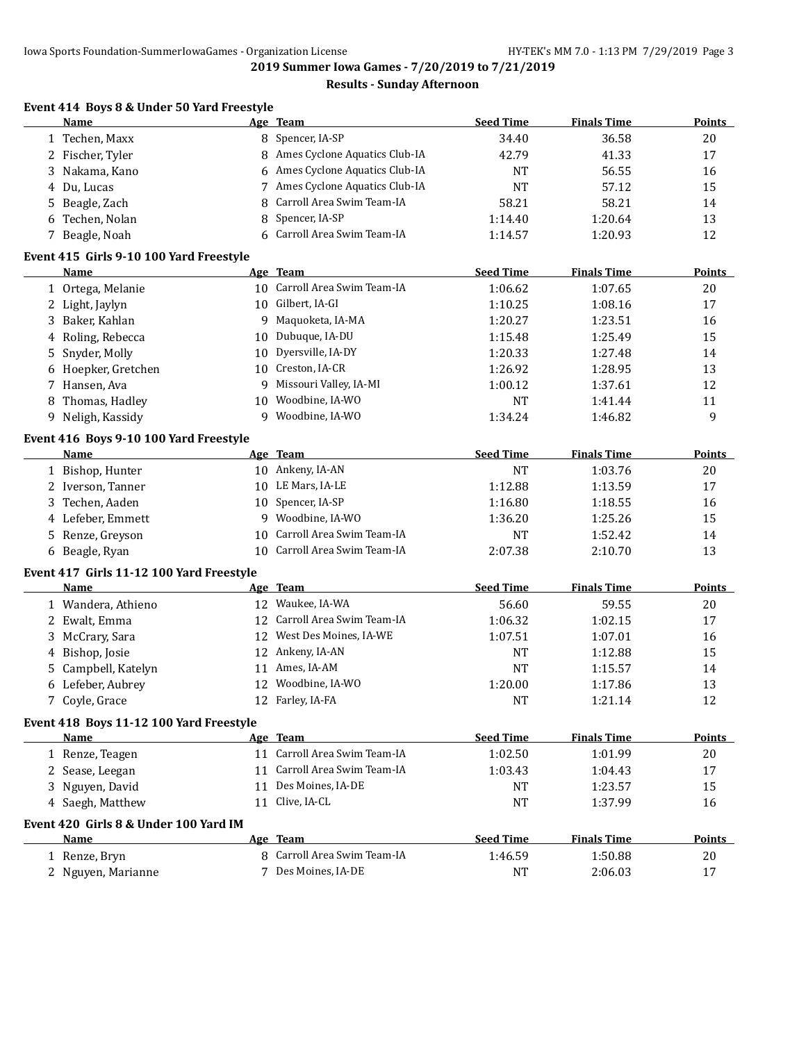## 2019 Summer Iowa Games - 7/20/2019 to 7/21/2019

### Results - Sunday Afternoon

#### Event 414 Boys 8 & Under 50 Yard Freestyle

| | Name | Age | Team | Seed Time | Finals Time | Points |
|---|---|---|---|---|---|---|
| 1 | Techen, Maxx | 8 | Spencer, IA-SP | 34.40 | 36.58 | 20 |
| 2 | Fischer, Tyler | 8 | Ames Cyclone Aquatics Club-IA | 42.79 | 41.33 | 17 |
| 3 | Nakama, Kano | 6 | Ames Cyclone Aquatics Club-IA | NT | 56.55 | 16 |
| 4 | Du, Lucas | 7 | Ames Cyclone Aquatics Club-IA | NT | 57.12 | 15 |
| 5 | Beagle, Zach | 8 | Carroll Area Swim Team-IA | 58.21 | 58.21 | 14 |
| 6 | Techen, Nolan | 8 | Spencer, IA-SP | 1:14.40 | 1:20.64 | 13 |
| 7 | Beagle, Noah | 6 | Carroll Area Swim Team-IA | 1:14.57 | 1:20.93 | 12 |

#### Event 415 Girls 9-10 100 Yard Freestyle

| | Name | Age | Team | Seed Time | Finals Time | Points |
|---|---|---|---|---|---|---|
| 1 | Ortega, Melanie | 10 | Carroll Area Swim Team-IA | 1:06.62 | 1:07.65 | 20 |
| 2 | Light, Jaylyn | 10 | Gilbert, IA-GI | 1:10.25 | 1:08.16 | 17 |
| 3 | Baker, Kahlan | 9 | Maquoketa, IA-MA | 1:20.27 | 1:23.51 | 16 |
| 4 | Roling, Rebecca | 10 | Dubuque, IA-DU | 1:15.48 | 1:25.49 | 15 |
| 5 | Snyder, Molly | 10 | Dyersville, IA-DY | 1:20.33 | 1:27.48 | 14 |
| 6 | Hoepker, Gretchen | 10 | Creston, IA-CR | 1:26.92 | 1:28.95 | 13 |
| 7 | Hansen, Ava | 9 | Missouri Valley, IA-MI | 1:00.12 | 1:37.61 | 12 |
| 8 | Thomas, Hadley | 10 | Woodbine, IA-WO | NT | 1:41.44 | 11 |
| 9 | Neligh, Kassidy | 9 | Woodbine, IA-WO | 1:34.24 | 1:46.82 | 9 |

#### Event 416 Boys 9-10 100 Yard Freestyle

| | Name | Age | Team | Seed Time | Finals Time | Points |
|---|---|---|---|---|---|---|
| 1 | Bishop, Hunter | 10 | Ankeny, IA-AN | NT | 1:03.76 | 20 |
| 2 | Iverson, Tanner | 10 | LE Mars, IA-LE | 1:12.88 | 1:13.59 | 17 |
| 3 | Techen, Aaden | 10 | Spencer, IA-SP | 1:16.80 | 1:18.55 | 16 |
| 4 | Lefeber, Emmett | 9 | Woodbine, IA-WO | 1:36.20 | 1:25.26 | 15 |
| 5 | Renze, Greyson | 10 | Carroll Area Swim Team-IA | NT | 1:52.42 | 14 |
| 6 | Beagle, Ryan | 10 | Carroll Area Swim Team-IA | 2:07.38 | 2:10.70 | 13 |

#### Event 417 Girls 11-12 100 Yard Freestyle

| | Name | Age | Team | Seed Time | Finals Time | Points |
|---|---|---|---|---|---|---|
| 1 | Wandera, Athieno | 12 | Waukee, IA-WA | 56.60 | 59.55 | 20 |
| 2 | Ewalt, Emma | 12 | Carroll Area Swim Team-IA | 1:06.32 | 1:02.15 | 17 |
| 3 | McCrary, Sara | 12 | West Des Moines, IA-WE | 1:07.51 | 1:07.01 | 16 |
| 4 | Bishop, Josie | 12 | Ankeny, IA-AN | NT | 1:12.88 | 15 |
| 5 | Campbell, Katelyn | 11 | Ames, IA-AM | NT | 1:15.57 | 14 |
| 6 | Lefeber, Aubrey | 12 | Woodbine, IA-WO | 1:20.00 | 1:17.86 | 13 |
| 7 | Coyle, Grace | 12 | Farley, IA-FA | NT | 1:21.14 | 12 |

#### Event 418 Boys 11-12 100 Yard Freestyle

| | Name | Age | Team | Seed Time | Finals Time | Points |
|---|---|---|---|---|---|---|
| 1 | Renze, Teagen | 11 | Carroll Area Swim Team-IA | 1:02.50 | 1:01.99 | 20 |
| 2 | Sease, Leegan | 11 | Carroll Area Swim Team-IA | 1:03.43 | 1:04.43 | 17 |
| 3 | Nguyen, David | 11 | Des Moines, IA-DE | NT | 1:23.57 | 15 |
| 4 | Saegh, Matthew | 11 | Clive, IA-CL | NT | 1:37.99 | 16 |

#### Event 420 Girls 8 & Under 100 Yard IM

| | Name | Age | Team | Seed Time | Finals Time | Points |
|---|---|---|---|---|---|---|
| 1 | Renze, Bryn | 8 | Carroll Area Swim Team-IA | 1:46.59 | 1:50.88 | 20 |
| 2 | Nguyen, Marianne | 7 | Des Moines, IA-DE | NT | 2:06.03 | 17 |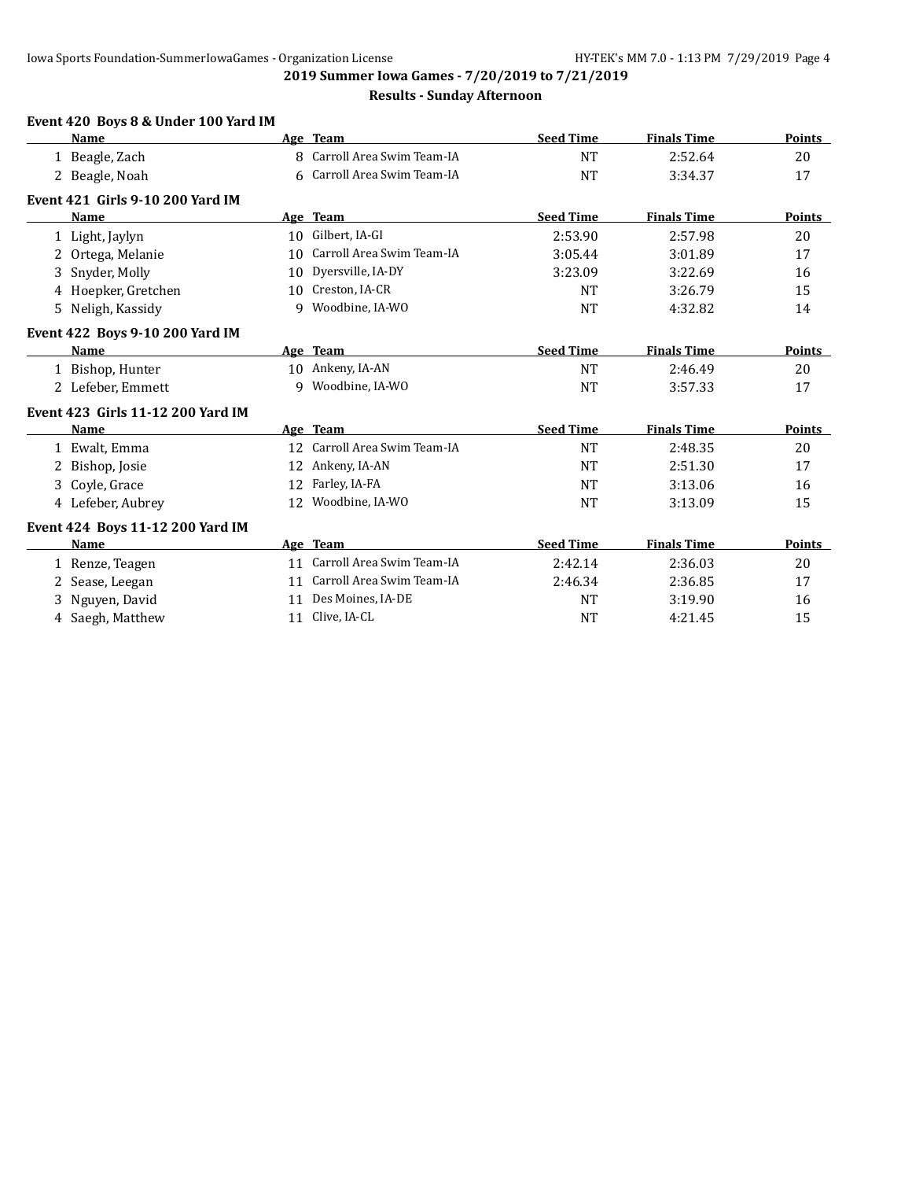# 2019 Summer Iowa Games - 7/20/2019 to 7/21/2019

## Results - Sunday Afternoon

### Event 420 Boys 8 & Under 100 Yard IM

| | Name | Age | Team | Seed Time | Finals Time | Points |
|---|---|---|---|---|---|---|
| 1 | Beagle, Zach | 8 | Carroll Area Swim Team-IA | NT | 2:52.64 | 20 |
| 2 | Beagle, Noah | 6 | Carroll Area Swim Team-IA | NT | 3:34.37 | 17 |

### Event 421 Girls 9-10 200 Yard IM

| | Name | Age | Team | Seed Time | Finals Time | Points |
|---|---|---|---|---|---|---|
| 1 | Light, Jaylyn | 10 | Gilbert, IA-GI | 2:53.90 | 2:57.98 | 20 |
| 2 | Ortega, Melanie | 10 | Carroll Area Swim Team-IA | 3:05.44 | 3:01.89 | 17 |
| 3 | Snyder, Molly | 10 | Dyersville, IA-DY | 3:23.09 | 3:22.69 | 16 |
| 4 | Hoepker, Gretchen | 10 | Creston, IA-CR | NT | 3:26.79 | 15 |
| 5 | Neligh, Kassidy | 9 | Woodbine, IA-WO | NT | 4:32.82 | 14 |

### Event 422 Boys 9-10 200 Yard IM

| | Name | Age | Team | Seed Time | Finals Time | Points |
|---|---|---|---|---|---|---|
| 1 | Bishop, Hunter | 10 | Ankeny, IA-AN | NT | 2:46.49 | 20 |
| 2 | Lefeber, Emmett | 9 | Woodbine, IA-WO | NT | 3:57.33 | 17 |

### Event 423 Girls 11-12 200 Yard IM

| | Name | Age | Team | Seed Time | Finals Time | Points |
|---|---|---|---|---|---|---|
| 1 | Ewalt, Emma | 12 | Carroll Area Swim Team-IA | NT | 2:48.35 | 20 |
| 2 | Bishop, Josie | 12 | Ankeny, IA-AN | NT | 2:51.30 | 17 |
| 3 | Coyle, Grace | 12 | Farley, IA-FA | NT | 3:13.06 | 16 |
| 4 | Lefeber, Aubrey | 12 | Woodbine, IA-WO | NT | 3:13.09 | 15 |

### Event 424 Boys 11-12 200 Yard IM

| | Name | Age | Team | Seed Time | Finals Time | Points |
|---|---|---|---|---|---|---|
| 1 | Renze, Teagen | 11 | Carroll Area Swim Team-IA | 2:42.14 | 2:36.03 | 20 |
| 2 | Sease, Leegan | 11 | Carroll Area Swim Team-IA | 2:46.34 | 2:36.85 | 17 |
| 3 | Nguyen, David | 11 | Des Moines, IA-DE | NT | 3:19.90 | 16 |
| 4 | Saegh, Matthew | 11 | Clive, IA-CL | NT | 4:21.45 | 15 |